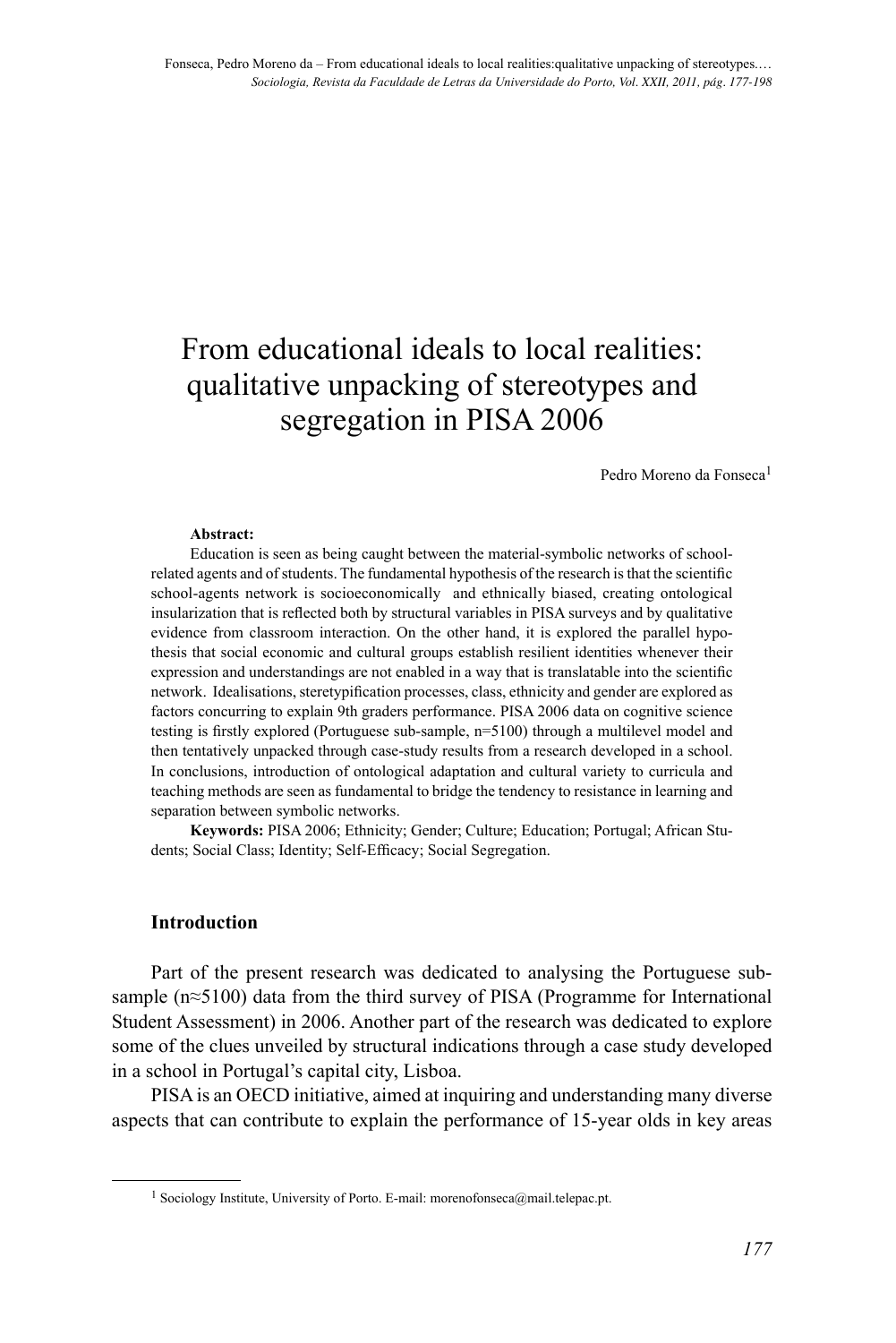# From educational ideals to local realities: qualitative unpacking of stereotypes and segregation in PISA 2006

Pedro Moreno da Fonseca[1]

**Abstract:**

Education is seen as being caught between the material-symbolic networks of school-related agents and of students. The fundamental hypothesis of the research is that the scientific school-agents network is socioeconomically and ethnically biased, creating ontological insularization that is reflected both by structural variables in PISA surveys and by qualitative evidence from classroom interaction. On the other hand, it is explored the parallel hypothesis that social economic and cultural groups establish resilient identities whenever their expression and understandings are not enabled in a way that is translatable into the scientific network. Idealisations, steretypification processes, class, ethnicity and gender are explored as factors concurring to explain 9th graders performance. PISA 2006 data on cognitive science testing is firstly explored (Portuguese sub-sample, n=5100) through a multilevel model and then tentatively unpacked through case-study results from a research developed in a school. In conclusions, introduction of ontological adaptation and cultural variety to curricula and teaching methods are seen as fundamental to bridge the tendency to resistance in learning and separation between symbolic networks.

**Keywords:** PISA 2006; Ethnicity; Gender; Culture; Education; Portugal; African Students; Social Class; Identity; Self-Efficacy; Social Segregation.

## Introduction

Part of the present research was dedicated to analysing the Portuguese sub-sample (n≈5100) data from the third survey of PISA (Programme for International Student Assessment) in 2006. Another part of the research was dedicated to explore some of the clues unveiled by structural indications through a case study developed in a school in Portugal's capital city, Lisboa.

PISA is an OECD initiative, aimed at inquiring and understanding many diverse aspects that can contribute to explain the performance of 15-year olds in key areas

[1] Sociology Institute, University of Porto. E-mail: morenofonseca@mail.telepac.pt.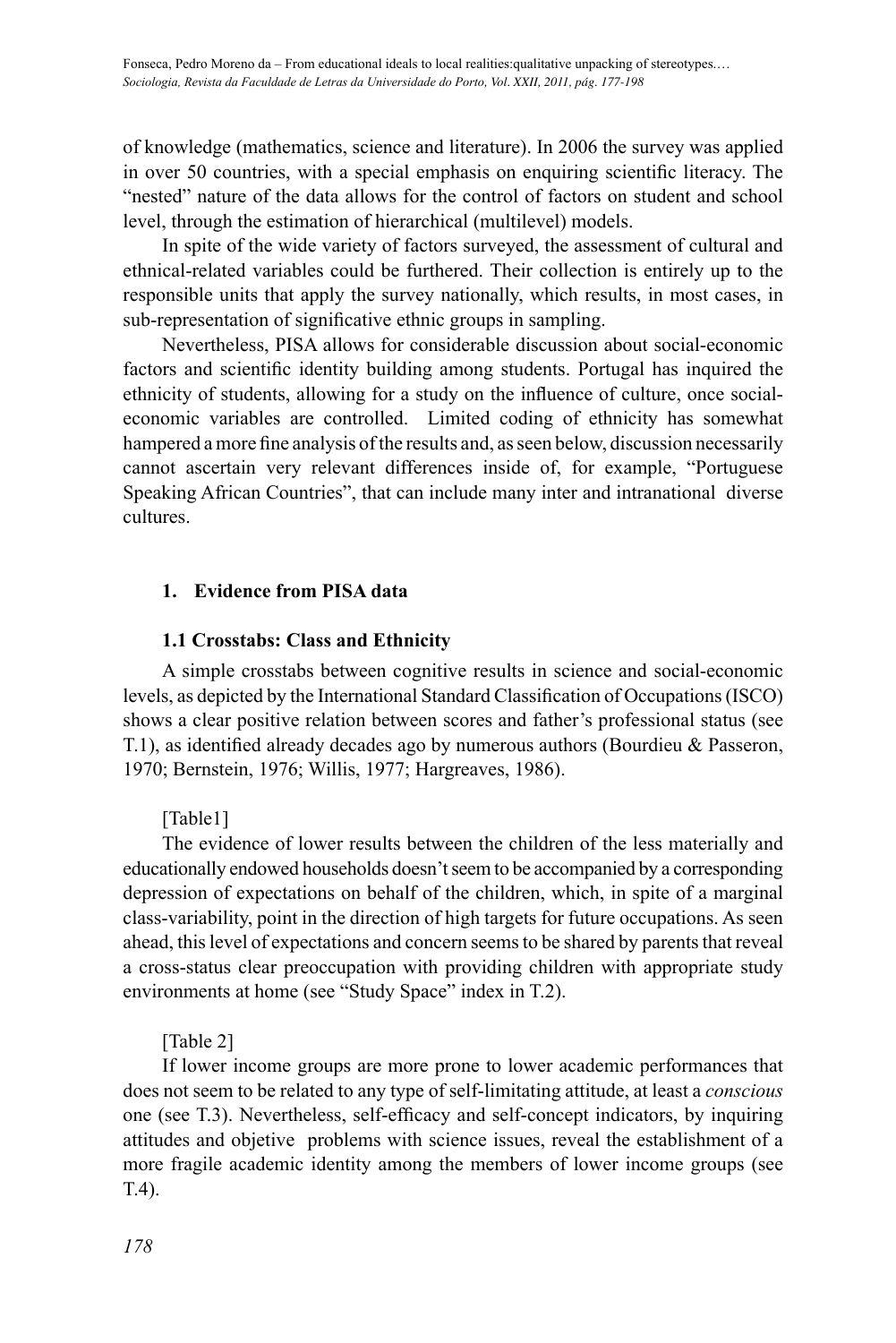of knowledge (mathematics, science and literature). In 2006 the survey was applied in over 50 countries, with a special emphasis on enquiring scientific literacy. The "nested" nature of the data allows for the control of factors on student and school level, through the estimation of hierarchical (multilevel) models.

In spite of the wide variety of factors surveyed, the assessment of cultural and ethnical-related variables could be furthered. Their collection is entirely up to the responsible units that apply the survey nationally, which results, in most cases, in sub-representation of significative ethnic groups in sampling.

Nevertheless, PISA allows for considerable discussion about social-economic factors and scientific identity building among students. Portugal has inquired the ethnicity of students, allowing for a study on the influence of culture, once social-economic variables are controlled. Limited coding of ethnicity has somewhat hampered a more fine analysis of the results and, as seen below, discussion necessarily cannot ascertain very relevant differences inside of, for example, "Portuguese Speaking African Countries", that can include many inter and intranational diverse cultures.

## 1. Evidence from PISA data

### 1.1 Crosstabs: Class and Ethnicity

A simple crosstabs between cognitive results in science and social-economic levels, as depicted by the International Standard Classification of Occupations (ISCO) shows a clear positive relation between scores and father's professional status (see T.1), as identified already decades ago by numerous authors (Bourdieu & Passeron, 1970; Bernstein, 1976; Willis, 1977; Hargreaves, 1986).

[Table1]

The evidence of lower results between the children of the less materially and educationally endowed households doesn't seem to be accompanied by a corresponding depression of expectations on behalf of the children, which, in spite of a marginal class-variability, point in the direction of high targets for future occupations. As seen ahead, this level of expectations and concern seems to be shared by parents that reveal a cross-status clear preoccupation with providing children with appropriate study environments at home (see "Study Space" index in T.2).

[Table 2]

If lower income groups are more prone to lower academic performances that does not seem to be related to any type of self-limitating attitude, at least a *conscious* one (see T.3). Nevertheless, self-efficacy and self-concept indicators, by inquiring attitudes and objetive problems with science issues, reveal the establishment of a more fragile academic identity among the members of lower income groups (see T.4).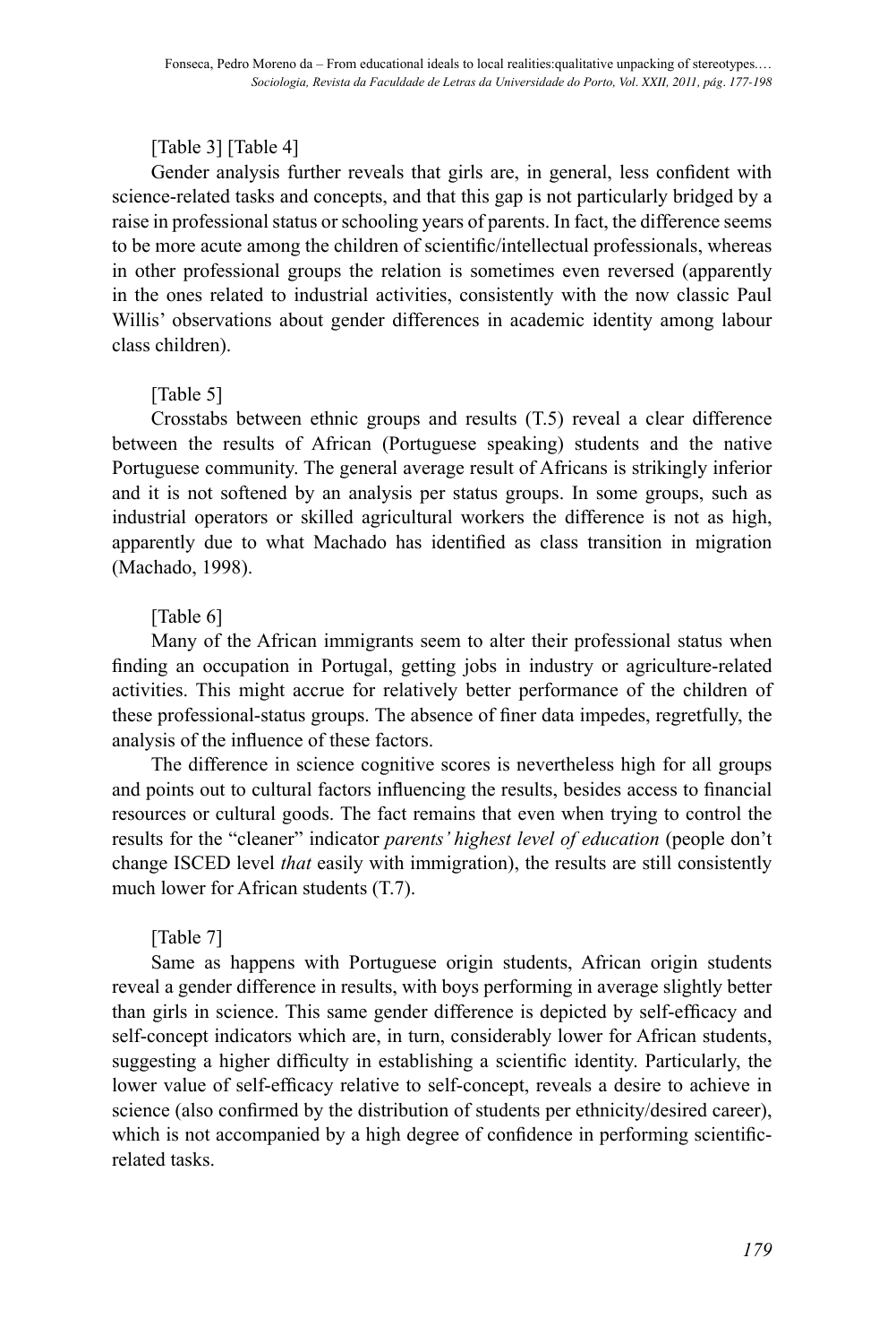[Table 3] [Table 4]

Gender analysis further reveals that girls are, in general, less confident with science-related tasks and concepts, and that this gap is not particularly bridged by a raise in professional status or schooling years of parents. In fact, the difference seems to be more acute among the children of scientific/intellectual professionals, whereas in other professional groups the relation is sometimes even reversed (apparently in the ones related to industrial activities, consistently with the now classic Paul Willis' observations about gender differences in academic identity among labour class children).

[Table 5]

Crosstabs between ethnic groups and results (T.5) reveal a clear difference between the results of African (Portuguese speaking) students and the native Portuguese community. The general average result of Africans is strikingly inferior and it is not softened by an analysis per status groups. In some groups, such as industrial operators or skilled agricultural workers the difference is not as high, apparently due to what Machado has identified as class transition in migration (Machado, 1998).

[Table 6]

Many of the African immigrants seem to alter their professional status when finding an occupation in Portugal, getting jobs in industry or agriculture-related activities. This might accrue for relatively better performance of the children of these professional-status groups. The absence of finer data impedes, regretfully, the analysis of the influence of these factors.

The difference in science cognitive scores is nevertheless high for all groups and points out to cultural factors influencing the results, besides access to financial resources or cultural goods. The fact remains that even when trying to control the results for the "cleaner" indicator *parents' highest level of education* (people don't change ISCED level *that* easily with immigration), the results are still consistently much lower for African students (T.7).

[Table 7]

Same as happens with Portuguese origin students, African origin students reveal a gender difference in results, with boys performing in average slightly better than girls in science. This same gender difference is depicted by self-efficacy and self-concept indicators which are, in turn, considerably lower for African students, suggesting a higher difficulty in establishing a scientific identity. Particularly, the lower value of self-efficacy relative to self-concept, reveals a desire to achieve in science (also confirmed by the distribution of students per ethnicity/desired career), which is not accompanied by a high degree of confidence in performing scientific-related tasks.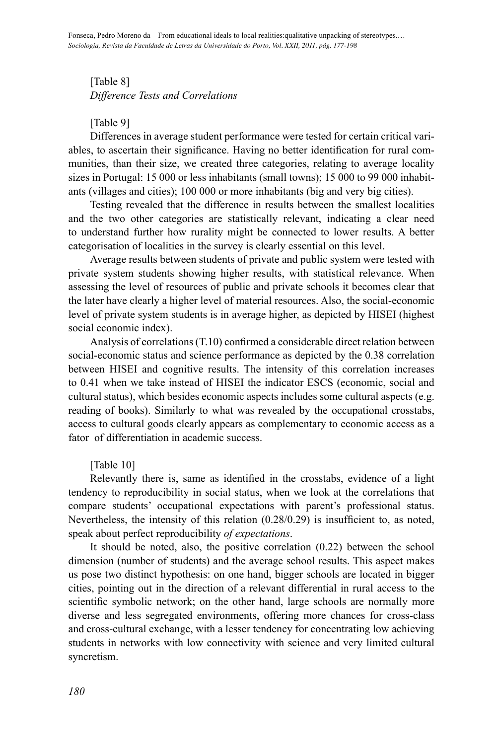[Table 8]
*Difference Tests and Correlations*

[Table 9]
Differences in average student performance were tested for certain critical variables, to ascertain their significance. Having no better identification for rural communities, than their size, we created three categories, relating to average locality sizes in Portugal: 15 000 or less inhabitants (small towns); 15 000 to 99 000 inhabitants (villages and cities); 100 000 or more inhabitants (big and very big cities).

Testing revealed that the difference in results between the smallest localities and the two other categories are statistically relevant, indicating a clear need to understand further how rurality might be connected to lower results. A better categorisation of localities in the survey is clearly essential on this level.

Average results between students of private and public system were tested with private system students showing higher results, with statistical relevance. When assessing the level of resources of public and private schools it becomes clear that the later have clearly a higher level of material resources. Also, the social-economic level of private system students is in average higher, as depicted by HISEI (highest social economic index).

Analysis of correlations (T.10) confirmed a considerable direct relation between social-economic status and science performance as depicted by the 0.38 correlation between HISEI and cognitive results. The intensity of this correlation increases to 0.41 when we take instead of HISEI the indicator ESCS (economic, social and cultural status), which besides economic aspects includes some cultural aspects (e.g. reading of books). Similarly to what was revealed by the occupational crosstabs, access to cultural goods clearly appears as complementary to economic access as a fator of differentiation in academic success.

[Table 10]
Relevantly there is, same as identified in the crosstabs, evidence of a light tendency to reproducibility in social status, when we look at the correlations that compare students' occupational expectations with parent's professional status. Nevertheless, the intensity of this relation (0.28/0.29) is insufficient to, as noted, speak about perfect reproducibility *of expectations*.

It should be noted, also, the positive correlation (0.22) between the school dimension (number of students) and the average school results. This aspect makes us pose two distinct hypothesis: on one hand, bigger schools are located in bigger cities, pointing out in the direction of a relevant differential in rural access to the scientific symbolic network; on the other hand, large schools are normally more diverse and less segregated environments, offering more chances for cross-class and cross-cultural exchange, with a lesser tendency for concentrating low achieving students in networks with low connectivity with science and very limited cultural syncretism.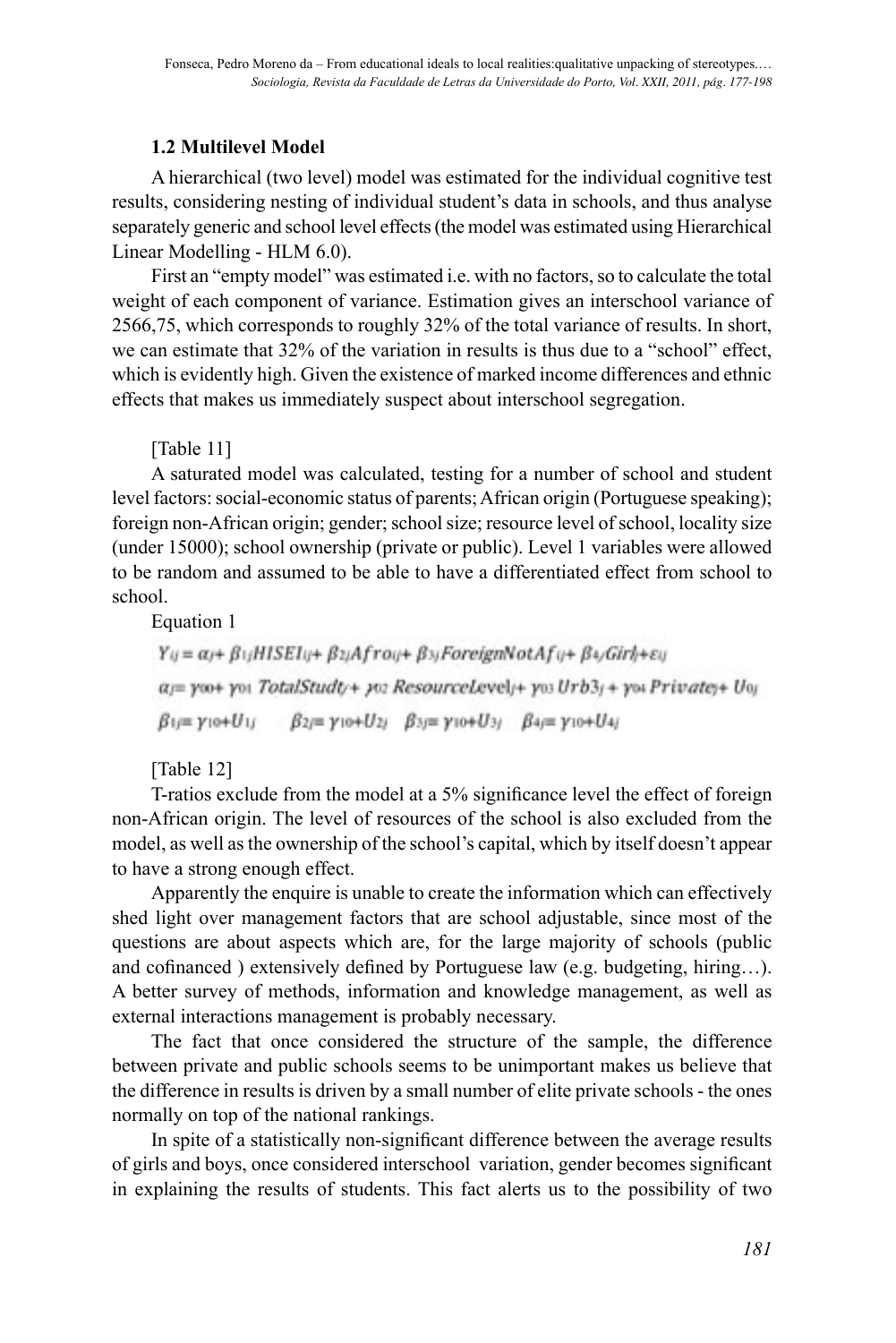### 1.2 Multilevel Model

A hierarchical (two level) model was estimated for the individual cognitive test results, considering nesting of individual student's data in schools, and thus analyse separately generic and school level effects (the model was estimated using Hierarchical Linear Modelling - HLM 6.0).

First an "empty model" was estimated i.e. with no factors, so to calculate the total weight of each component of variance. Estimation gives an interschool variance of 2566,75, which corresponds to roughly 32% of the total variance of results. In short, we can estimate that 32% of the variation in results is thus due to a "school" effect, which is evidently high. Given the existence of marked income differences and ethnic effects that makes us immediately suspect about interschool segregation.

[Table 11]

A saturated model was calculated, testing for a number of school and student level factors: social-economic status of parents; African origin (Portuguese speaking); foreign non-African origin; gender; school size; resource level of school, locality size (under 15000); school ownership (private or public). Level 1 variables were allowed to be random and assumed to be able to have a differentiated effect from school to school.

Equation 1

$$Y_{ij} = \alpha_j + \beta_{1j} HISEI_{ij} + \beta_{2j} Afro_{ij} + \beta_{3j} ForeignNotAf_{ij} + \beta_{4j} Girl_j + \varepsilon_{ij}$$

$$\alpha_j = \gamma_{00} + \gamma_{01}\, TotalStudt_j + \gamma_{02}\, ResourceLevel_j + \gamma_{03}\, Urb3_j + \gamma_{04}\, Private_j + U_{0j}$$

$$\beta_{1j} = \gamma_{10} + U_{1j} \qquad \beta_{2j} = \gamma_{10} + U_{2j} \quad \beta_{3j} = \gamma_{10} + U_{3j} \quad \beta_{4j} = \gamma_{10} + U_{4j}$$

[Table 12]

T-ratios exclude from the model at a 5% significance level the effect of foreign non-African origin. The level of resources of the school is also excluded from the model, as well as the ownership of the school's capital, which by itself doesn't appear to have a strong enough effect.

Apparently the enquire is unable to create the information which can effectively shed light over management factors that are school adjustable, since most of the questions are about aspects which are, for the large majority of schools (public and cofinanced ) extensively defined by Portuguese law (e.g. budgeting, hiring…). A better survey of methods, information and knowledge management, as well as external interactions management is probably necessary.

The fact that once considered the structure of the sample, the difference between private and public schools seems to be unimportant makes us believe that the difference in results is driven by a small number of elite private schools - the ones normally on top of the national rankings.

In spite of a statistically non-significant difference between the average results of girls and boys, once considered interschool variation, gender becomes significant in explaining the results of students. This fact alerts us to the possibility of two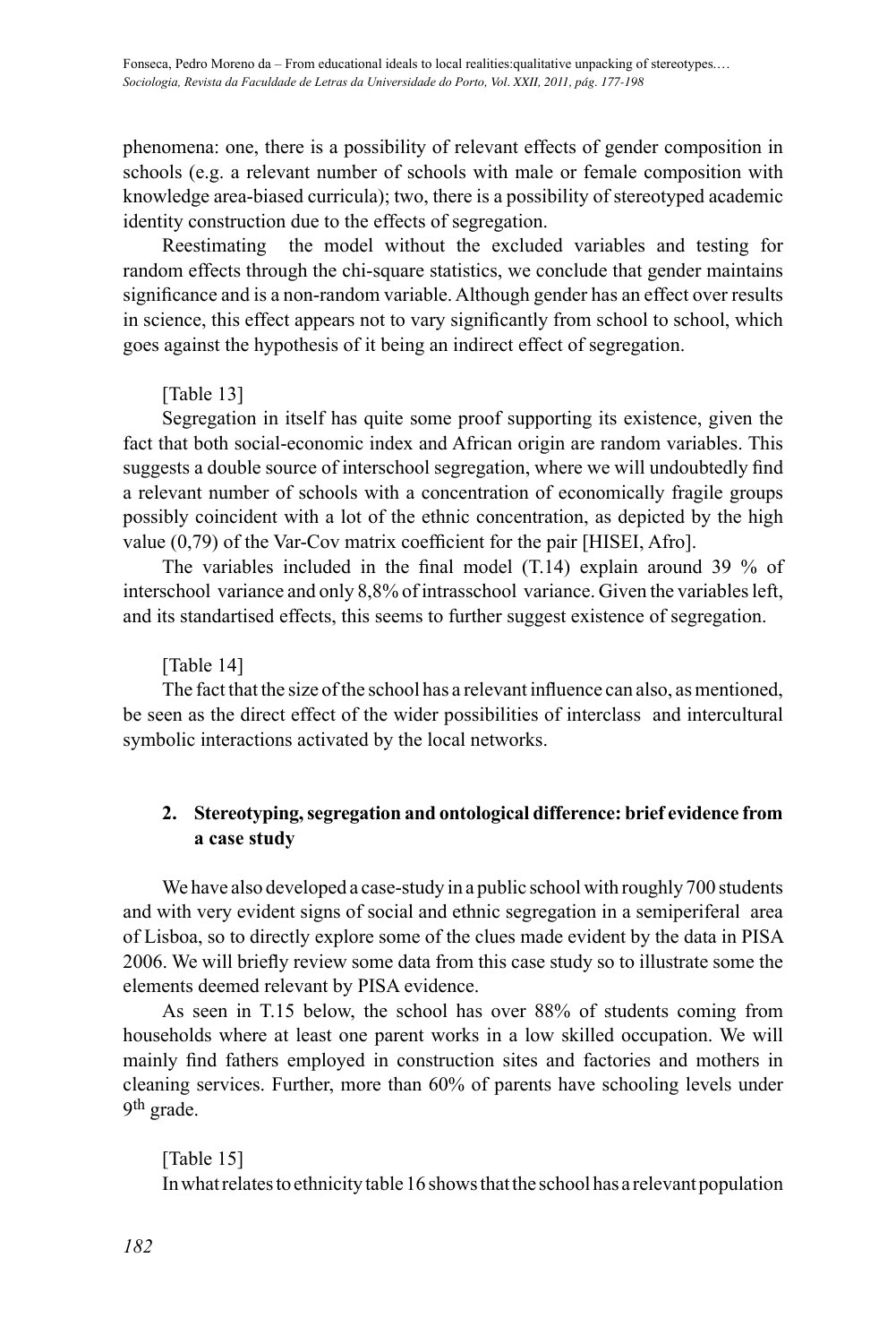phenomena: one, there is a possibility of relevant effects of gender composition in schools (e.g. a relevant number of schools with male or female composition with knowledge area-biased curricula); two, there is a possibility of stereotyped academic identity construction due to the effects of segregation.

Reestimating the model without the excluded variables and testing for random effects through the chi-square statistics, we conclude that gender maintains significance and is a non-random variable. Although gender has an effect over results in science, this effect appears not to vary significantly from school to school, which goes against the hypothesis of it being an indirect effect of segregation.

[Table 13]

Segregation in itself has quite some proof supporting its existence, given the fact that both social-economic index and African origin are random variables. This suggests a double source of interschool segregation, where we will undoubtedly find a relevant number of schools with a concentration of economically fragile groups possibly coincident with a lot of the ethnic concentration, as depicted by the high value (0,79) of the Var-Cov matrix coefficient for the pair [HISEI, Afro].

The variables included in the final model (T.14) explain around 39 % of interschool variance and only 8,8% of intrasschool variance. Given the variables left, and its standartised effects, this seems to further suggest existence of segregation.

[Table 14]

The fact that the size of the school has a relevant influence can also, as mentioned, be seen as the direct effect of the wider possibilities of interclass and intercultural symbolic interactions activated by the local networks.

## 2. Stereotyping, segregation and ontological difference: brief evidence from a case study

We have also developed a case-study in a public school with roughly 700 students and with very evident signs of social and ethnic segregation in a semiperiferal area of Lisboa, so to directly explore some of the clues made evident by the data in PISA 2006. We will briefly review some data from this case study so to illustrate some the elements deemed relevant by PISA evidence.

As seen in T.15 below, the school has over 88% of students coming from households where at least one parent works in a low skilled occupation. We will mainly find fathers employed in construction sites and factories and mothers in cleaning services. Further, more than 60% of parents have schooling levels under 9th grade.

[Table 15]

In what relates to ethnicity table 16 shows that the school has a relevant population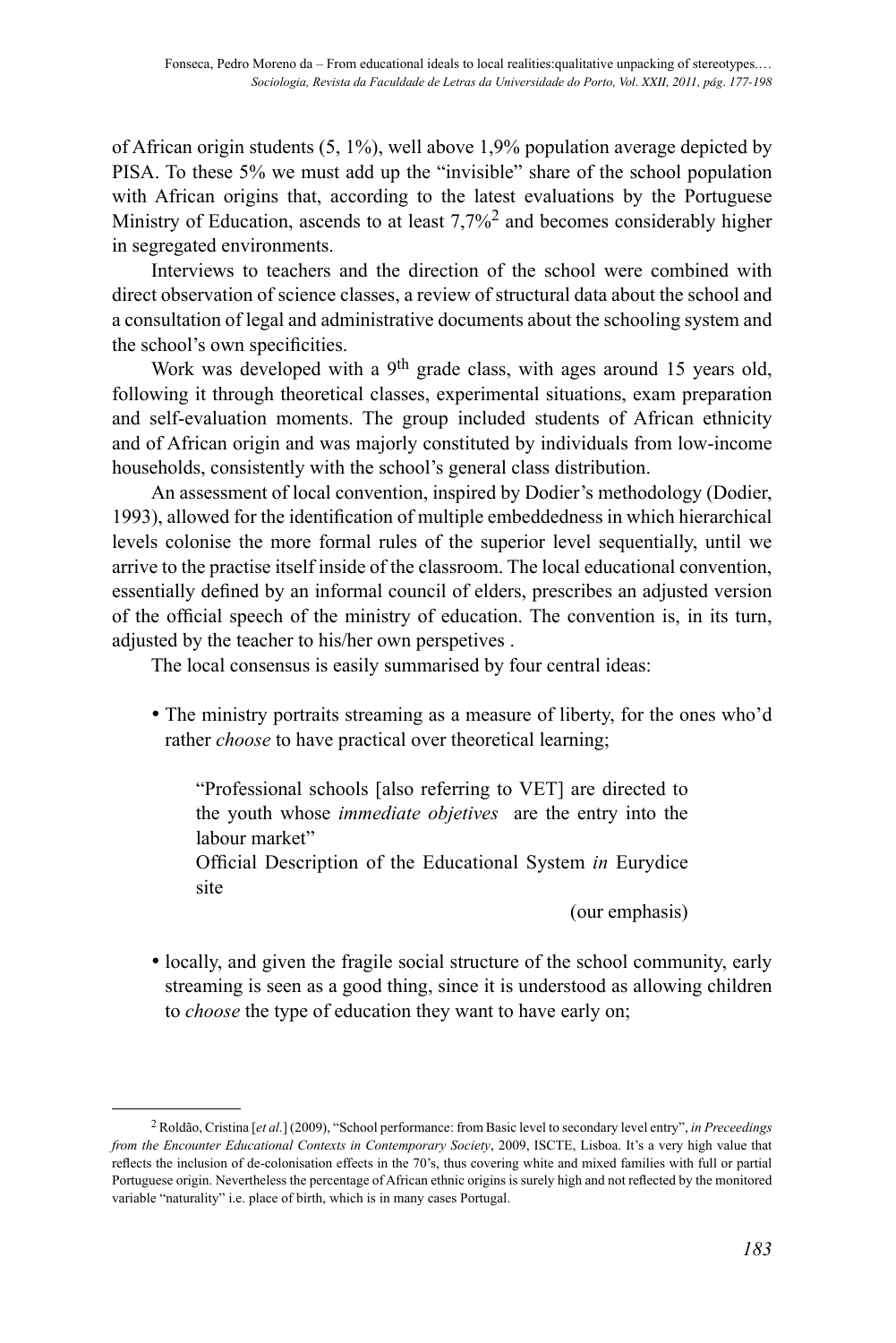of African origin students (5, 1%), well above 1,9% population average depicted by PISA. To these 5% we must add up the "invisible" share of the school population with African origins that, according to the latest evaluations by the Portuguese Ministry of Education, ascends to at least 7,7%[2] and becomes considerably higher in segregated environments.

Interviews to teachers and the direction of the school were combined with direct observation of science classes, a review of structural data about the school and a consultation of legal and administrative documents about the schooling system and the school's own specificities.

Work was developed with a 9[th] grade class, with ages around 15 years old, following it through theoretical classes, experimental situations, exam preparation and self-evaluation moments. The group included students of African ethnicity and of African origin and was majorly constituted by individuals from low-income households, consistently with the school's general class distribution.

An assessment of local convention, inspired by Dodier's methodology (Dodier, 1993), allowed for the identification of multiple embeddedness in which hierarchical levels colonise the more formal rules of the superior level sequentially, until we arrive to the practise itself inside of the classroom. The local educational convention, essentially defined by an informal council of elders, prescribes an adjusted version of the official speech of the ministry of education. The convention is, in its turn, adjusted by the teacher to his/her own perspetives .

The local consensus is easily summarised by four central ideas:

- The ministry portraits streaming as a measure of liberty, for the ones who'd rather *choose* to have practical over theoretical learning;

  > "Professional schools [also referring to VET] are directed to the youth whose *immediate objetives* are the entry into the labour market"
  > Official Description of the Educational System *in* Eurydice site
  >
  > (our emphasis)

- locally, and given the fragile social structure of the school community, early streaming is seen as a good thing, since it is understood as allowing children to *choose* the type of education they want to have early on;

---

[2] Roldão, Cristina [*et al.*] (2009), "School performance: from Basic level to secondary level entry", *in Preceedings from the Encounter Educational Contexts in Contemporary Society*, 2009, ISCTE, Lisboa. It's a very high value that reflects the inclusion of de-colonisation effects in the 70's, thus covering white and mixed families with full or partial Portuguese origin. Nevertheless the percentage of African ethnic origins is surely high and not reflected by the monitored variable "naturality" i.e. place of birth, which is in many cases Portugal.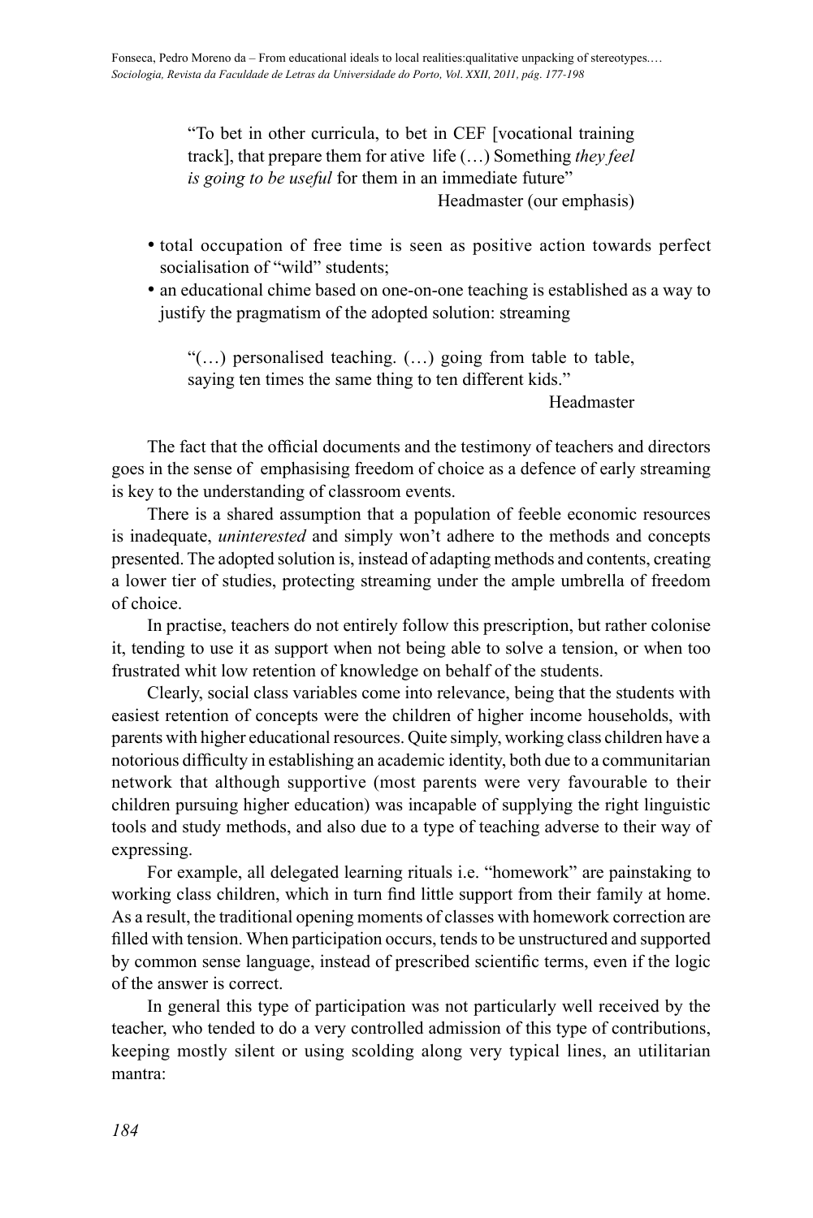> "To bet in other curricula, to bet in CEF [vocational training track], that prepare them for ative life (…) Something *they feel is going to be useful* for them in an immediate future"
>
> Headmaster (our emphasis)

- total occupation of free time is seen as positive action towards perfect socialisation of "wild" students;
- an educational chime based on one-on-one teaching is established as a way to justify the pragmatism of the adopted solution: streaming

> "(…) personalised teaching. (…) going from table to table, saying ten times the same thing to ten different kids."
>
> Headmaster

The fact that the official documents and the testimony of teachers and directors goes in the sense of emphasising freedom of choice as a defence of early streaming is key to the understanding of classroom events.

There is a shared assumption that a population of feeble economic resources is inadequate, *uninterested* and simply won't adhere to the methods and concepts presented. The adopted solution is, instead of adapting methods and contents, creating a lower tier of studies, protecting streaming under the ample umbrella of freedom of choice.

In practise, teachers do not entirely follow this prescription, but rather colonise it, tending to use it as support when not being able to solve a tension, or when too frustrated whit low retention of knowledge on behalf of the students.

Clearly, social class variables come into relevance, being that the students with easiest retention of concepts were the children of higher income households, with parents with higher educational resources. Quite simply, working class children have a notorious difficulty in establishing an academic identity, both due to a communitarian network that although supportive (most parents were very favourable to their children pursuing higher education) was incapable of supplying the right linguistic tools and study methods, and also due to a type of teaching adverse to their way of expressing.

For example, all delegated learning rituals i.e. "homework" are painstaking to working class children, which in turn find little support from their family at home. As a result, the traditional opening moments of classes with homework correction are filled with tension. When participation occurs, tends to be unstructured and supported by common sense language, instead of prescribed scientific terms, even if the logic of the answer is correct.

In general this type of participation was not particularly well received by the teacher, who tended to do a very controlled admission of this type of contributions, keeping mostly silent or using scolding along very typical lines, an utilitarian mantra: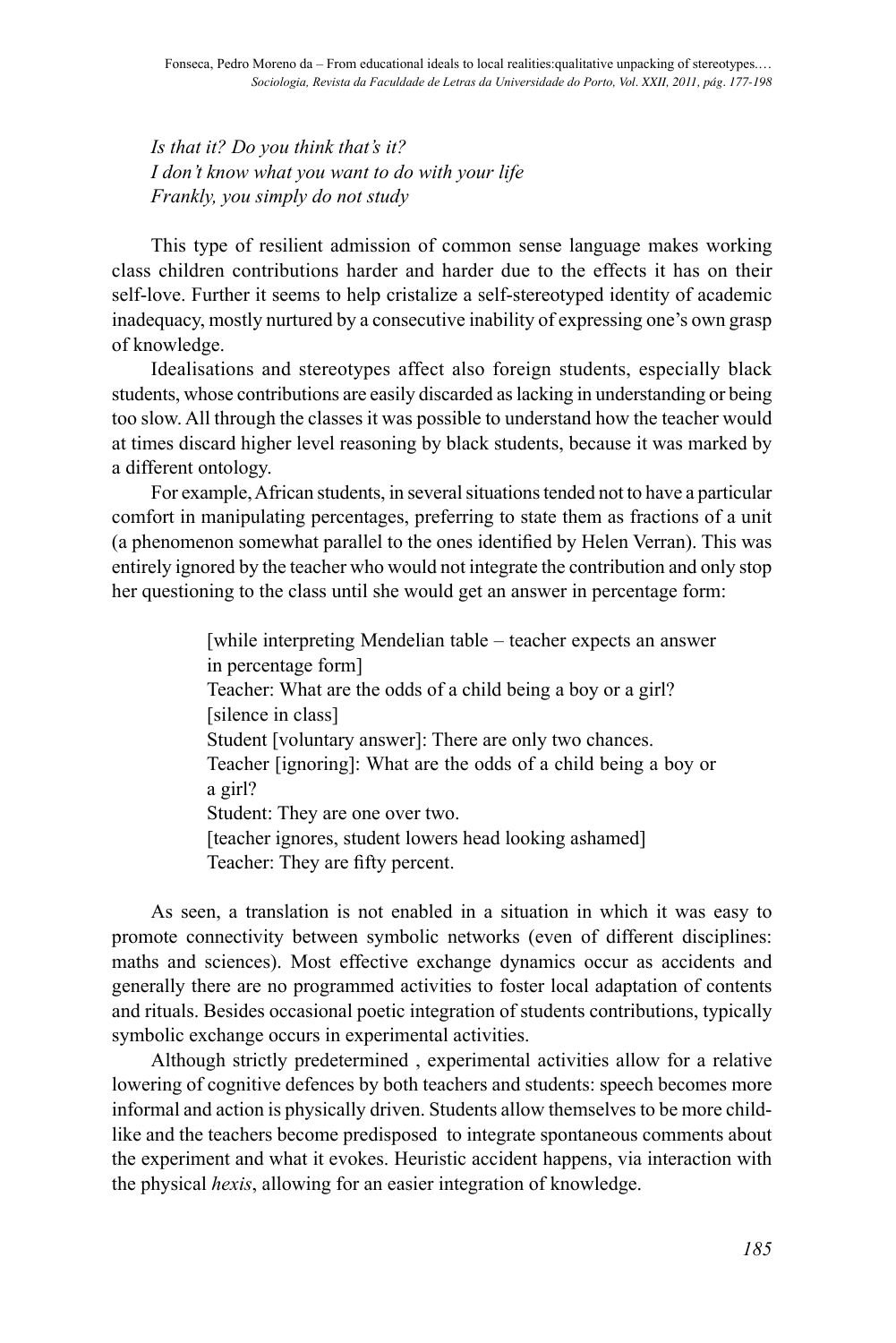*Is that it? Do you think that's it?*
*I don't know what you want to do with your life*
*Frankly, you simply do not study*

This type of resilient admission of common sense language makes working class children contributions harder and harder due to the effects it has on their self-love. Further it seems to help cristalize a self-stereotyped identity of academic inadequacy, mostly nurtured by a consecutive inability of expressing one's own grasp of knowledge.

Idealisations and stereotypes affect also foreign students, especially black students, whose contributions are easily discarded as lacking in understanding or being too slow. All through the classes it was possible to understand how the teacher would at times discard higher level reasoning by black students, because it was marked by a different ontology.

For example, African students, in several situations tended not to have a particular comfort in manipulating percentages, preferring to state them as fractions of a unit (a phenomenon somewhat parallel to the ones identified by Helen Verran). This was entirely ignored by the teacher who would not integrate the contribution and only stop her questioning to the class until she would get an answer in percentage form:

> [while interpreting Mendelian table – teacher expects an answer in percentage form]
> Teacher: What are the odds of a child being a boy or a girl?
> [silence in class]
> Student [voluntary answer]: There are only two chances.
> Teacher [ignoring]: What are the odds of a child being a boy or a girl?
> Student: They are one over two.
> [teacher ignores, student lowers head looking ashamed]
> Teacher: They are fifty percent.

As seen, a translation is not enabled in a situation in which it was easy to promote connectivity between symbolic networks (even of different disciplines: maths and sciences). Most effective exchange dynamics occur as accidents and generally there are no programmed activities to foster local adaptation of contents and rituals. Besides occasional poetic integration of students contributions, typically symbolic exchange occurs in experimental activities.

Although strictly predetermined , experimental activities allow for a relative lowering of cognitive defences by both teachers and students: speech becomes more informal and action is physically driven. Students allow themselves to be more child-like and the teachers become predisposed to integrate spontaneous comments about the experiment and what it evokes. Heuristic accident happens, via interaction with the physical *hexis*, allowing for an easier integration of knowledge.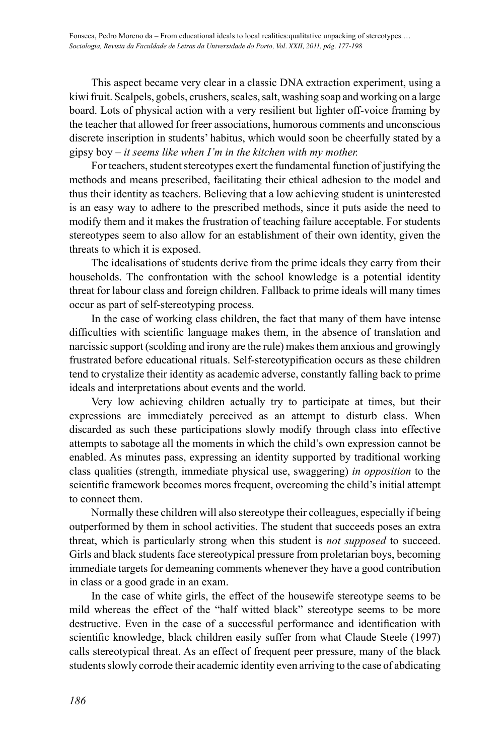This aspect became very clear in a classic DNA extraction experiment, using a kiwi fruit. Scalpels, gobels, crushers, scales, salt, washing soap and working on a large board. Lots of physical action with a very resilient but lighter off-voice framing by the teacher that allowed for freer associations, humorous comments and unconscious discrete inscription in students' habitus, which would soon be cheerfully stated by a gipsy boy – *it seems like when I'm in the kitchen with my mother.*

For teachers, student stereotypes exert the fundamental function of justifying the methods and means prescribed, facilitating their ethical adhesion to the model and thus their identity as teachers. Believing that a low achieving student is uninterested is an easy way to adhere to the prescribed methods, since it puts aside the need to modify them and it makes the frustration of teaching failure acceptable. For students stereotypes seem to also allow for an establishment of their own identity, given the threats to which it is exposed.

The idealisations of students derive from the prime ideals they carry from their households. The confrontation with the school knowledge is a potential identity threat for labour class and foreign children. Fallback to prime ideals will many times occur as part of self-stereotyping process.

In the case of working class children, the fact that many of them have intense difficulties with scientific language makes them, in the absence of translation and narcissic support (scolding and irony are the rule) makes them anxious and growingly frustrated before educational rituals. Self-stereotypification occurs as these children tend to crystalize their identity as academic adverse, constantly falling back to prime ideals and interpretations about events and the world.

Very low achieving children actually try to participate at times, but their expressions are immediately perceived as an attempt to disturb class. When discarded as such these participations slowly modify through class into effective attempts to sabotage all the moments in which the child's own expression cannot be enabled. As minutes pass, expressing an identity supported by traditional working class qualities (strength, immediate physical use, swaggering) *in opposition* to the scientific framework becomes mores frequent, overcoming the child's initial attempt to connect them.

Normally these children will also stereotype their colleagues, especially if being outperformed by them in school activities. The student that succeeds poses an extra threat, which is particularly strong when this student is *not supposed* to succeed. Girls and black students face stereotypical pressure from proletarian boys, becoming immediate targets for demeaning comments whenever they have a good contribution in class or a good grade in an exam.

In the case of white girls, the effect of the housewife stereotype seems to be mild whereas the effect of the "half witted black" stereotype seems to be more destructive. Even in the case of a successful performance and identification with scientific knowledge, black children easily suffer from what Claude Steele (1997) calls stereotypical threat. As an effect of frequent peer pressure, many of the black students slowly corrode their academic identity even arriving to the case of abdicating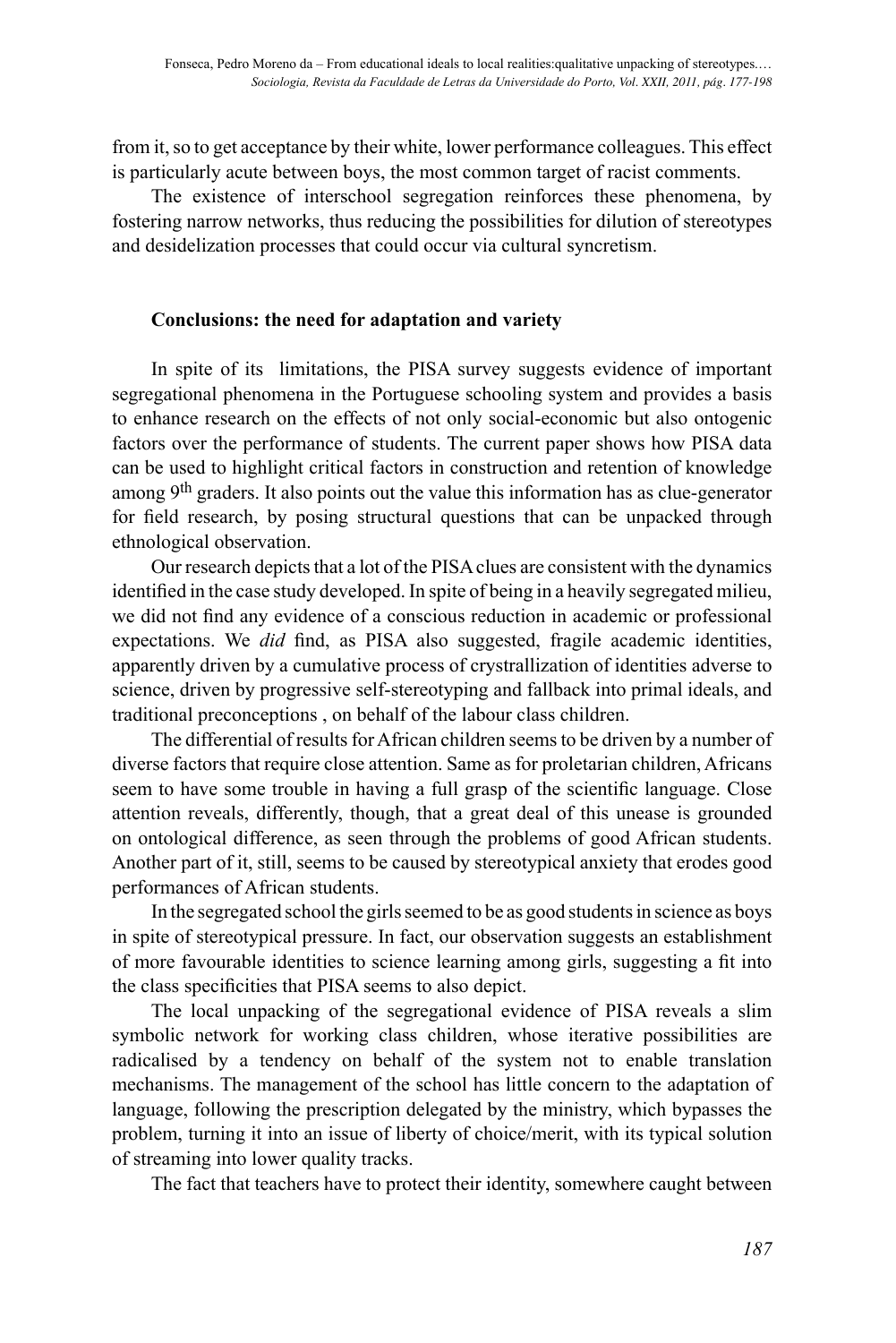from it, so to get acceptance by their white, lower performance colleagues. This effect is particularly acute between boys, the most common target of racist comments.

The existence of interschool segregation reinforces these phenomena, by fostering narrow networks, thus reducing the possibilities for dilution of stereotypes and desidelization processes that could occur via cultural syncretism.

## Conclusions: the need for adaptation and variety

In spite of its limitations, the PISA survey suggests evidence of important segregational phenomena in the Portuguese schooling system and provides a basis to enhance research on the effects of not only social-economic but also ontogenic factors over the performance of students. The current paper shows how PISA data can be used to highlight critical factors in construction and retention of knowledge among 9th graders. It also points out the value this information has as clue-generator for field research, by posing structural questions that can be unpacked through ethnological observation.

Our research depicts that a lot of the PISA clues are consistent with the dynamics identified in the case study developed. In spite of being in a heavily segregated milieu, we did not find any evidence of a conscious reduction in academic or professional expectations. We *did* find, as PISA also suggested, fragile academic identities, apparently driven by a cumulative process of crystrallization of identities adverse to science, driven by progressive self-stereotyping and fallback into primal ideals, and traditional preconceptions , on behalf of the labour class children.

The differential of results for African children seems to be driven by a number of diverse factors that require close attention. Same as for proletarian children, Africans seem to have some trouble in having a full grasp of the scientific language. Close attention reveals, differently, though, that a great deal of this unease is grounded on ontological difference, as seen through the problems of good African students. Another part of it, still, seems to be caused by stereotypical anxiety that erodes good performances of African students.

In the segregated school the girls seemed to be as good students in science as boys in spite of stereotypical pressure. In fact, our observation suggests an establishment of more favourable identities to science learning among girls, suggesting a fit into the class specificities that PISA seems to also depict.

The local unpacking of the segregational evidence of PISA reveals a slim symbolic network for working class children, whose iterative possibilities are radicalised by a tendency on behalf of the system not to enable translation mechanisms. The management of the school has little concern to the adaptation of language, following the prescription delegated by the ministry, which bypasses the problem, turning it into an issue of liberty of choice/merit, with its typical solution of streaming into lower quality tracks.

The fact that teachers have to protect their identity, somewhere caught between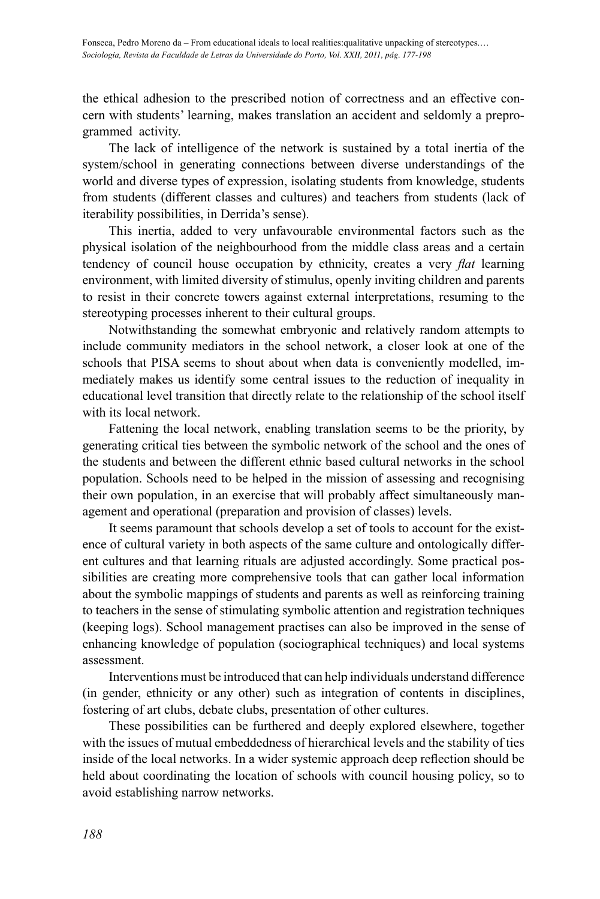the ethical adhesion to the prescribed notion of correctness and an effective concern with students' learning, makes translation an accident and seldomly a preprogrammed activity.

The lack of intelligence of the network is sustained by a total inertia of the system/school in generating connections between diverse understandings of the world and diverse types of expression, isolating students from knowledge, students from students (different classes and cultures) and teachers from students (lack of iterability possibilities, in Derrida's sense).

This inertia, added to very unfavourable environmental factors such as the physical isolation of the neighbourhood from the middle class areas and a certain tendency of council house occupation by ethnicity, creates a very *flat* learning environment, with limited diversity of stimulus, openly inviting children and parents to resist in their concrete towers against external interpretations, resuming to the stereotyping processes inherent to their cultural groups.

Notwithstanding the somewhat embryonic and relatively random attempts to include community mediators in the school network, a closer look at one of the schools that PISA seems to shout about when data is conveniently modelled, immediately makes us identify some central issues to the reduction of inequality in educational level transition that directly relate to the relationship of the school itself with its local network.

Fattening the local network, enabling translation seems to be the priority, by generating critical ties between the symbolic network of the school and the ones of the students and between the different ethnic based cultural networks in the school population. Schools need to be helped in the mission of assessing and recognising their own population, in an exercise that will probably affect simultaneously management and operational (preparation and provision of classes) levels.

It seems paramount that schools develop a set of tools to account for the existence of cultural variety in both aspects of the same culture and ontologically different cultures and that learning rituals are adjusted accordingly. Some practical possibilities are creating more comprehensive tools that can gather local information about the symbolic mappings of students and parents as well as reinforcing training to teachers in the sense of stimulating symbolic attention and registration techniques (keeping logs). School management practises can also be improved in the sense of enhancing knowledge of population (sociographical techniques) and local systems assessment.

Interventions must be introduced that can help individuals understand difference (in gender, ethnicity or any other) such as integration of contents in disciplines, fostering of art clubs, debate clubs, presentation of other cultures.

These possibilities can be furthered and deeply explored elsewhere, together with the issues of mutual embeddedness of hierarchical levels and the stability of ties inside of the local networks. In a wider systemic approach deep reflection should be held about coordinating the location of schools with council housing policy, so to avoid establishing narrow networks.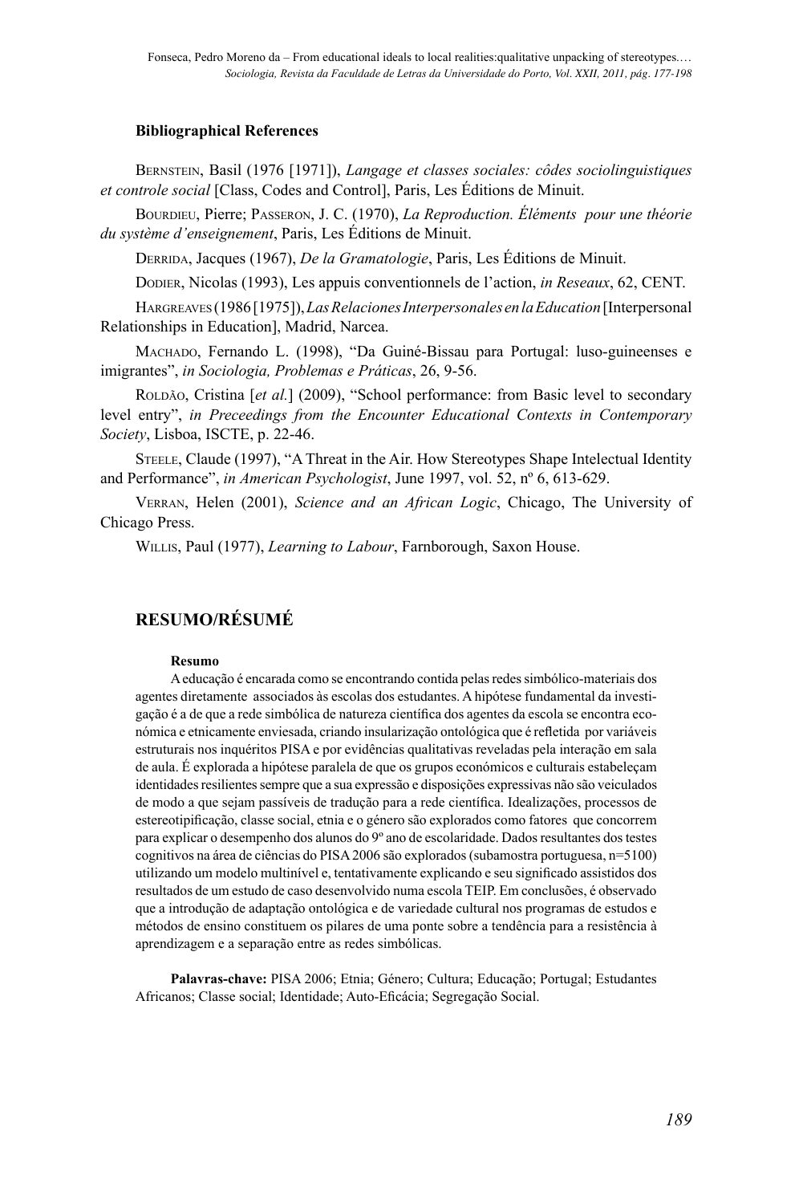### Bibliographical References

Bernstein, Basil (1976 [1971]), *Langage et classes sociales: côdes sociolinguistiques et controle social* [Class, Codes and Control], Paris, Les Éditions de Minuit.

Bourdieu, Pierre; Passeron, J. C. (1970), *La Reproduction. Éléments pour une théorie du système d'enseignement*, Paris, Les Éditions de Minuit.

Derrida, Jacques (1967), *De la Gramatologie*, Paris, Les Éditions de Minuit.

Dodier, Nicolas (1993), Les appuis conventionnels de l'action, *in Reseaux*, 62, CENT.

Hargreaves (1986 [1975]), *Las Relaciones Interpersonales en la Education* [Interpersonal Relationships in Education], Madrid, Narcea.

Machado, Fernando L. (1998), "Da Guiné-Bissau para Portugal: luso-guineenses e imigrantes", *in Sociologia, Problemas e Práticas*, 26, 9-56.

Roldão, Cristina [*et al.*] (2009), "School performance: from Basic level to secondary level entry", *in Preceedings from the Encounter Educational Contexts in Contemporary Society*, Lisboa, ISCTE, p. 22-46.

Steele, Claude (1997), "A Threat in the Air. How Stereotypes Shape Intelectual Identity and Performance", *in American Psychologist*, June 1997, vol. 52, nº 6, 613-629.

Verran, Helen (2001), *Science and an African Logic*, Chicago, The University of Chicago Press.

Willis, Paul (1977), *Learning to Labour*, Farnborough, Saxon House.

## RESUMO/RÉSUMÉ

#### Resumo

A educação é encarada como se encontrando contida pelas redes simbólico-materiais dos agentes diretamente associados às escolas dos estudantes. A hipótese fundamental da investigação é a de que a rede simbólica de natureza científica dos agentes da escola se encontra económica e etnicamente enviesada, criando insularização ontológica que é refletida por variáveis estruturais nos inquéritos PISA e por evidências qualitativas reveladas pela interação em sala de aula. É explorada a hipótese paralela de que os grupos económicos e culturais estabeleçam identidades resilientes sempre que a sua expressão e disposições expressivas não são veiculados de modo a que sejam passíveis de tradução para a rede científica. Idealizações, processos de estereotipificação, classe social, etnia e o género são explorados como fatores que concorrem para explicar o desempenho dos alunos do 9º ano de escolaridade. Dados resultantes dos testes cognitivos na área de ciências do PISA 2006 são explorados (subamostra portuguesa, n=5100) utilizando um modelo multinível e, tentativamente explicando e seu significado assistidos dos resultados de um estudo de caso desenvolvido numa escola TEIP. Em conclusões, é observado que a introdução de adaptação ontológica e de variedade cultural nos programas de estudos e métodos de ensino constituem os pilares de uma ponte sobre a tendência para a resistência à aprendizagem e a separação entre as redes simbólicas.

**Palavras-chave:** PISA 2006; Etnia; Género; Cultura; Educação; Portugal; Estudantes Africanos; Classe social; Identidade; Auto-Eficácia; Segregação Social.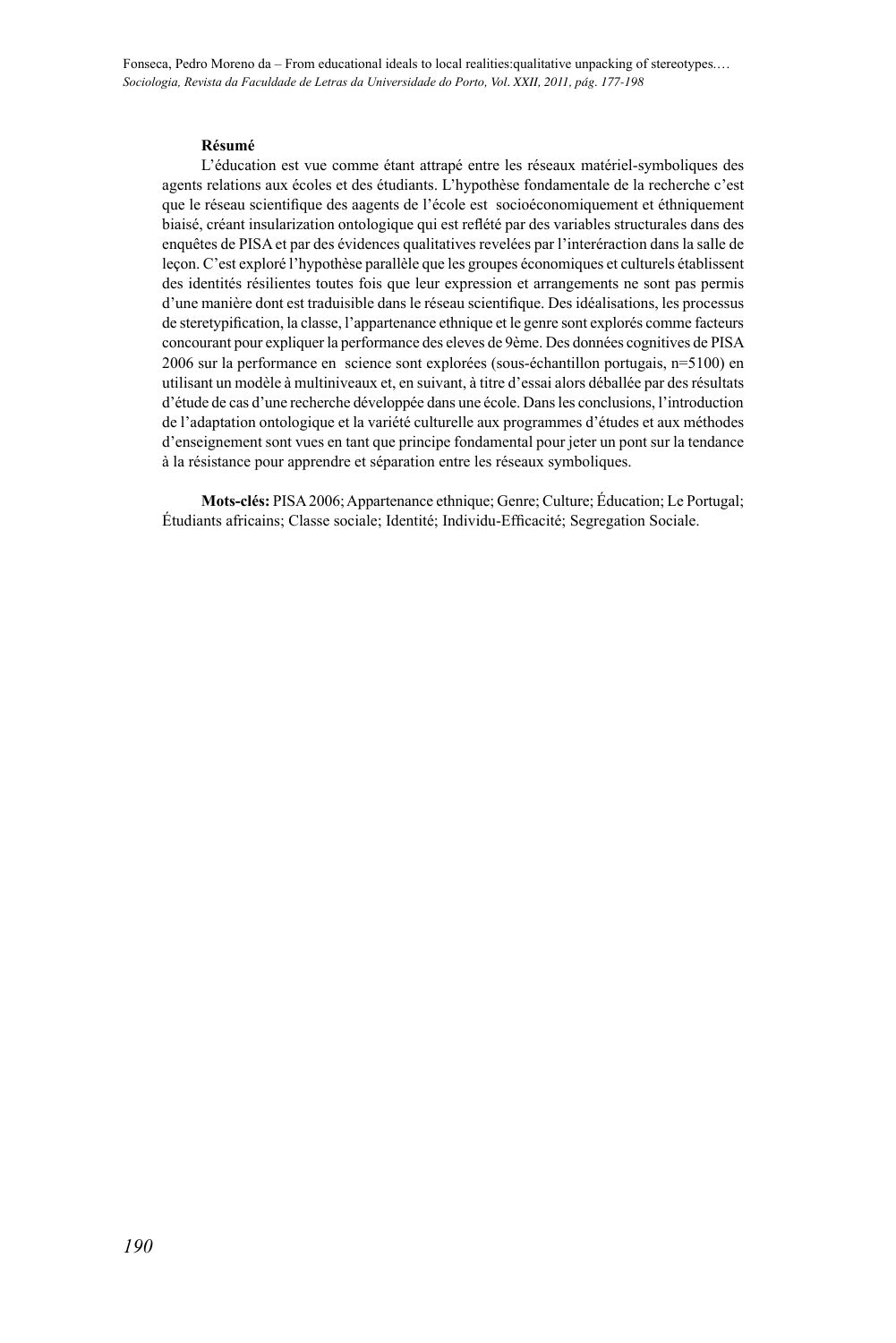**Résumé**

L'éducation est vue comme étant attrapé entre les réseaux matériel-symboliques des agents relations aux écoles et des étudiants. L'hypothèse fondamentale de la recherche c'est que le réseau scientifique des aagents de l'école est socioéconomiquement et éthniquement biaisé, créant insularization ontologique qui est reflété par des variables structurales dans des enquêtes de PISA et par des évidences qualitatives revelées par l'interéraction dans la salle de leçon. C'est exploré l'hypothèse parallèle que les groupes économiques et culturels établissent des identités résilientes toutes fois que leur expression et arrangements ne sont pas permis d'une manière dont est traduisible dans le réseau scientifique. Des idéalisations, les processus de steretypification, la classe, l'appartenance ethnique et le genre sont explorés comme facteurs concourant pour expliquer la performance des eleves de 9ème. Des données cognitives de PISA 2006 sur la performance en science sont explorées (sous-échantillon portugais, n=5100) en utilisant un modèle à multiniveaux et, en suivant, à titre d'essai alors déballée par des résultats d'étude de cas d'une recherche développée dans une école. Dans les conclusions, l'introduction de l'adaptation ontologique et la variété culturelle aux programmes d'études et aux méthodes d'enseignement sont vues en tant que principe fondamental pour jeter un pont sur la tendance à la résistance pour apprendre et séparation entre les réseaux symboliques.

**Mots-clés:** PISA 2006; Appartenance ethnique; Genre; Culture; Éducation; Le Portugal; Étudiants africains; Classe sociale; Identité; Individu-Efficacité; Segregation Sociale.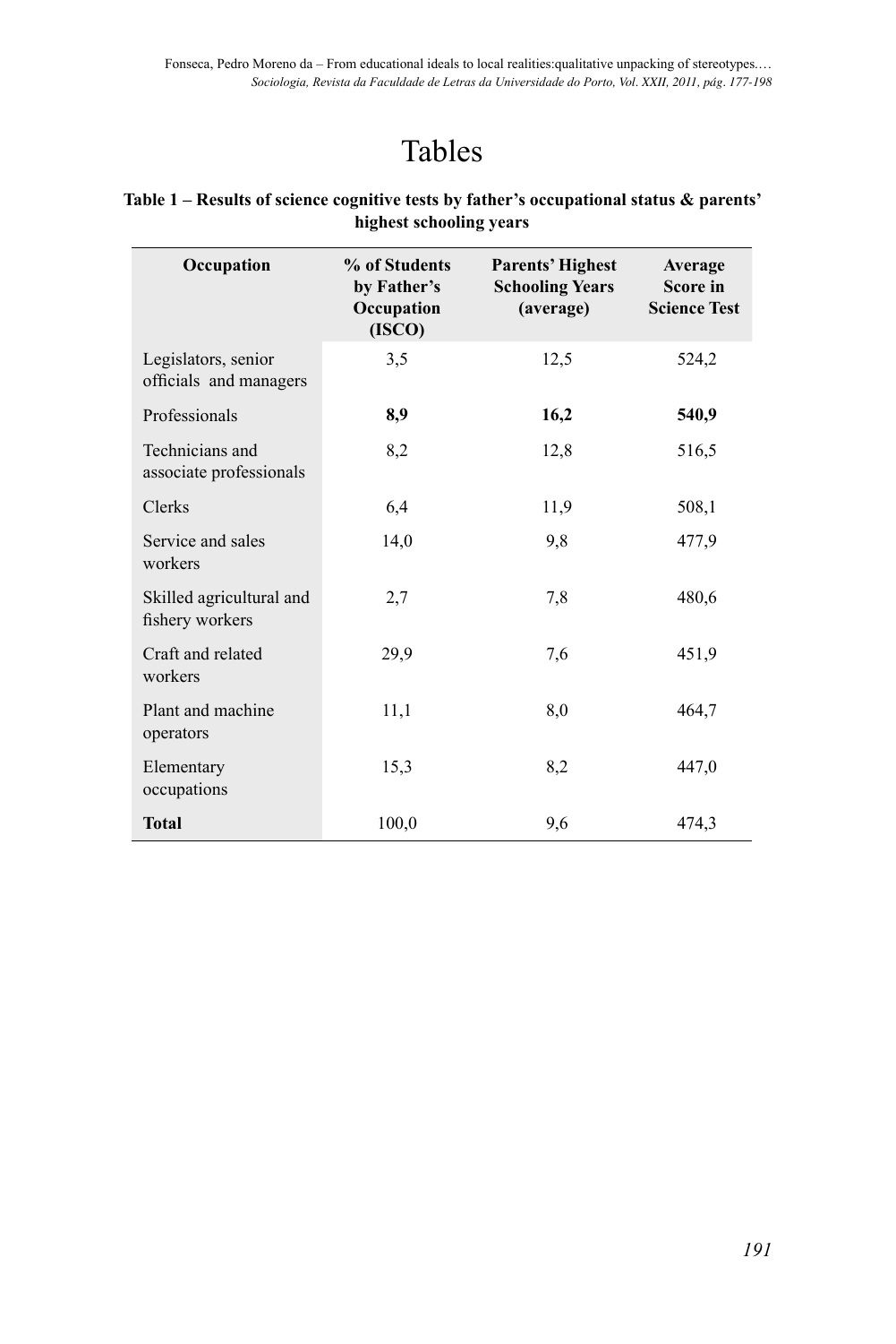# Tables

**Table 1 – Results of science cognitive tests by father's occupational status & parents' highest schooling years**

| Occupation | % of Students by Father's Occupation (ISCO) | Parents' Highest Schooling Years (average) | Average Score in Science Test |
|---|---|---|---|
| Legislators, senior officials and managers | 3,5 | 12,5 | 524,2 |
| Professionals | **8,9** | **16,2** | **540,9** |
| Technicians and associate professionals | 8,2 | 12,8 | 516,5 |
| Clerks | 6,4 | 11,9 | 508,1 |
| Service and sales workers | 14,0 | 9,8 | 477,9 |
| Skilled agricultural and fishery workers | 2,7 | 7,8 | 480,6 |
| Craft and related workers | 29,9 | 7,6 | 451,9 |
| Plant and machine operators | 11,1 | 8,0 | 464,7 |
| Elementary occupations | 15,3 | 8,2 | 447,0 |
| **Total** | 100,0 | 9,6 | 474,3 |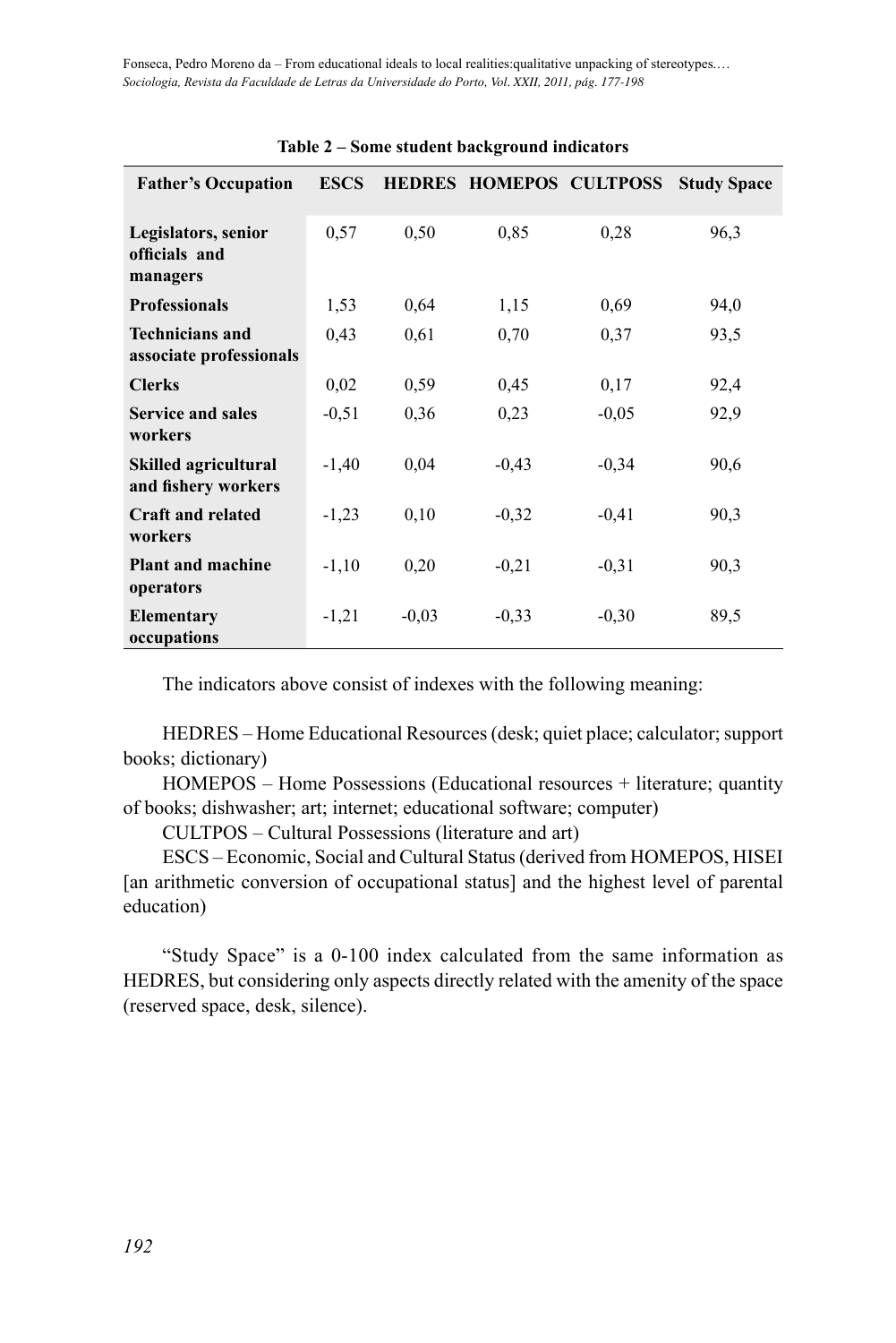**Table 2 – Some student background indicators**

| Father's Occupation | ESCS | HEDRES | HOMEPOS | CULTPOSS | Study Space |
|---|---|---|---|---|---|
| **Legislators, senior officials and managers** | 0,57 | 0,50 | 0,85 | 0,28 | 96,3 |
| **Professionals** | 1,53 | 0,64 | 1,15 | 0,69 | 94,0 |
| **Technicians and associate professionals** | 0,43 | 0,61 | 0,70 | 0,37 | 93,5 |
| **Clerks** | 0,02 | 0,59 | 0,45 | 0,17 | 92,4 |
| **Service and sales workers** | -0,51 | 0,36 | 0,23 | -0,05 | 92,9 |
| **Skilled agricultural and fishery workers** | -1,40 | 0,04 | -0,43 | -0,34 | 90,6 |
| **Craft and related workers** | -1,23 | 0,10 | -0,32 | -0,41 | 90,3 |
| **Plant and machine operators** | -1,10 | 0,20 | -0,21 | -0,31 | 90,3 |
| **Elementary occupations** | -1,21 | -0,03 | -0,33 | -0,30 | 89,5 |

The indicators above consist of indexes with the following meaning:

HEDRES – Home Educational Resources (desk; quiet place; calculator; support books; dictionary)

HOMEPOS – Home Possessions (Educational resources + literature; quantity of books; dishwasher; art; internet; educational software; computer)

CULTPOS – Cultural Possessions (literature and art)

ESCS – Economic, Social and Cultural Status (derived from HOMEPOS, HISEI [an arithmetic conversion of occupational status] and the highest level of parental education)

"Study Space" is a 0-100 index calculated from the same information as HEDRES, but considering only aspects directly related with the amenity of the space (reserved space, desk, silence).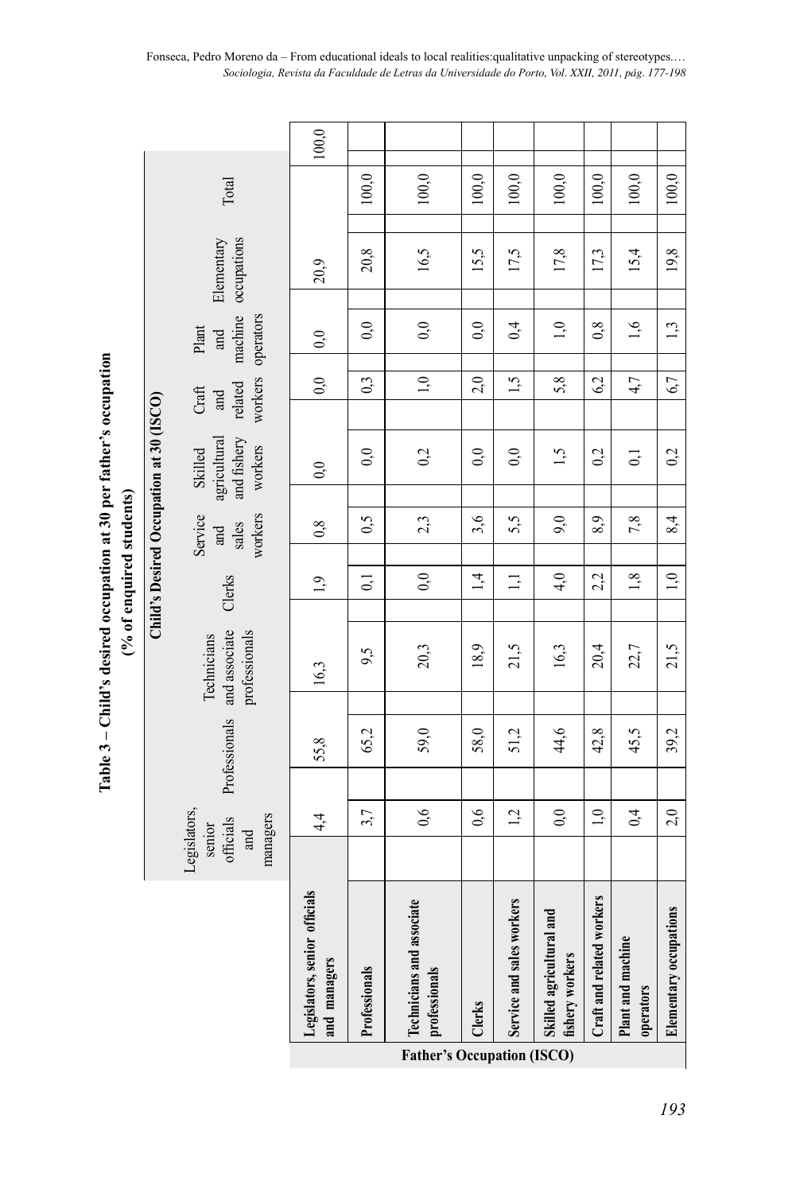**Table 3 – Child's desired occupation at 30 per father's occupation (% of enquired students)**

| Father's Occupation (ISCO) | Child's Desired Occupation at 30 (ISCO) | | | | | | | | | |
|---|---|---|---|---|---|---|---|---|---|---|
| | Legislators, senior officials and managers | Professionals | Technicians and associate professionals | Clerks | Service and sales workers | Skilled agricultural and fishery workers | Craft and related workers | Plant and machine operators | Elementary occupations | Total |
| Legislators, senior officials and managers | 4,4 | 55,8 | 16,3 | 1,9 | 0,8 | 0,0 | 0,0 | 0,0 | 20,9 | 100,0 |
| Professionals | 3,7 | 65,2 | 9,5 | 0,1 | 0,5 | 0,0 | 0,3 | 0,0 | 20,8 | 100,0 |
| Technicians and associate professionals | 0,6 | 59,0 | 20,3 | 0,0 | 2,3 | 0,2 | 1,0 | 0,0 | 16,5 | 100,0 |
| Clerks | 0,6 | 58,0 | 18,9 | 1,4 | 3,6 | 0,0 | 2,0 | 0,0 | 15,5 | 100,0 |
| Service and sales workers | 1,2 | 51,2 | 21,5 | 1,1 | 5,5 | 0,0 | 1,5 | 0,4 | 17,5 | 100,0 |
| Skilled agricultural and fishery workers | 0,0 | 44,6 | 16,3 | 4,0 | 9,0 | 1,5 | 5,8 | 1,0 | 17,8 | 100,0 |
| Craft and related workers | 1,0 | 42,8 | 20,4 | 2,2 | 8,9 | 0,2 | 6,2 | 0,8 | 17,3 | 100,0 |
| Plant and machine operators | 0,4 | 45,5 | 22,7 | 1,8 | 7,8 | 0,1 | 4,7 | 1,6 | 15,4 | 100,0 |
| Elementary occupations | 2,0 | 39,2 | 21,5 | 1,0 | 8,4 | 0,2 | 6,7 | 1,3 | 19,8 | 100,0 |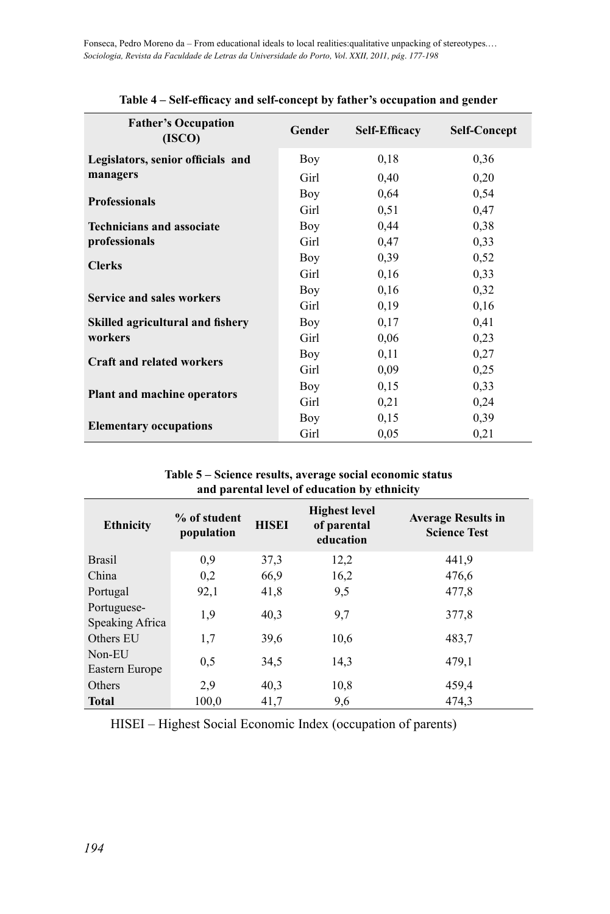**Table 4 – Self-efficacy and self-concept by father's occupation and gender**

| Father's Occupation (ISCO) | Gender | Self-Efficacy | Self-Concept |
|---|---|---|---|
| Legislators, senior officials and managers | Boy | 0,18 | 0,36 |
| | Girl | 0,40 | 0,20 |
| Professionals | Boy | 0,64 | 0,54 |
| | Girl | 0,51 | 0,47 |
| Technicians and associate professionals | Boy | 0,44 | 0,38 |
| | Girl | 0,47 | 0,33 |
| Clerks | Boy | 0,39 | 0,52 |
| | Girl | 0,16 | 0,33 |
| Service and sales workers | Boy | 0,16 | 0,32 |
| | Girl | 0,19 | 0,16 |
| Skilled agricultural and fishery workers | Boy | 0,17 | 0,41 |
| | Girl | 0,06 | 0,23 |
| Craft and related workers | Boy | 0,11 | 0,27 |
| | Girl | 0,09 | 0,25 |
| Plant and machine operators | Boy | 0,15 | 0,33 |
| | Girl | 0,21 | 0,24 |
| Elementary occupations | Boy | 0,15 | 0,39 |
| | Girl | 0,05 | 0,21 |

**Table 5 – Science results, average social economic status and parental level of education by ethnicity**

| Ethnicity | % of student population | HISEI | Highest level of parental education | Average Results in Science Test |
|---|---|---|---|---|
| Brasil | 0,9 | 37,3 | 12,2 | 441,9 |
| China | 0,2 | 66,9 | 16,2 | 476,6 |
| Portugal | 92,1 | 41,8 | 9,5 | 477,8 |
| Portuguese-Speaking Africa | 1,9 | 40,3 | 9,7 | 377,8 |
| Others EU | 1,7 | 39,6 | 10,6 | 483,7 |
| Non-EU Eastern Europe | 0,5 | 34,5 | 14,3 | 479,1 |
| Others | 2,9 | 40,3 | 10,8 | 459,4 |
| **Total** | 100,0 | 41,7 | 9,6 | 474,3 |

HISEI – Highest Social Economic Index (occupation of parents)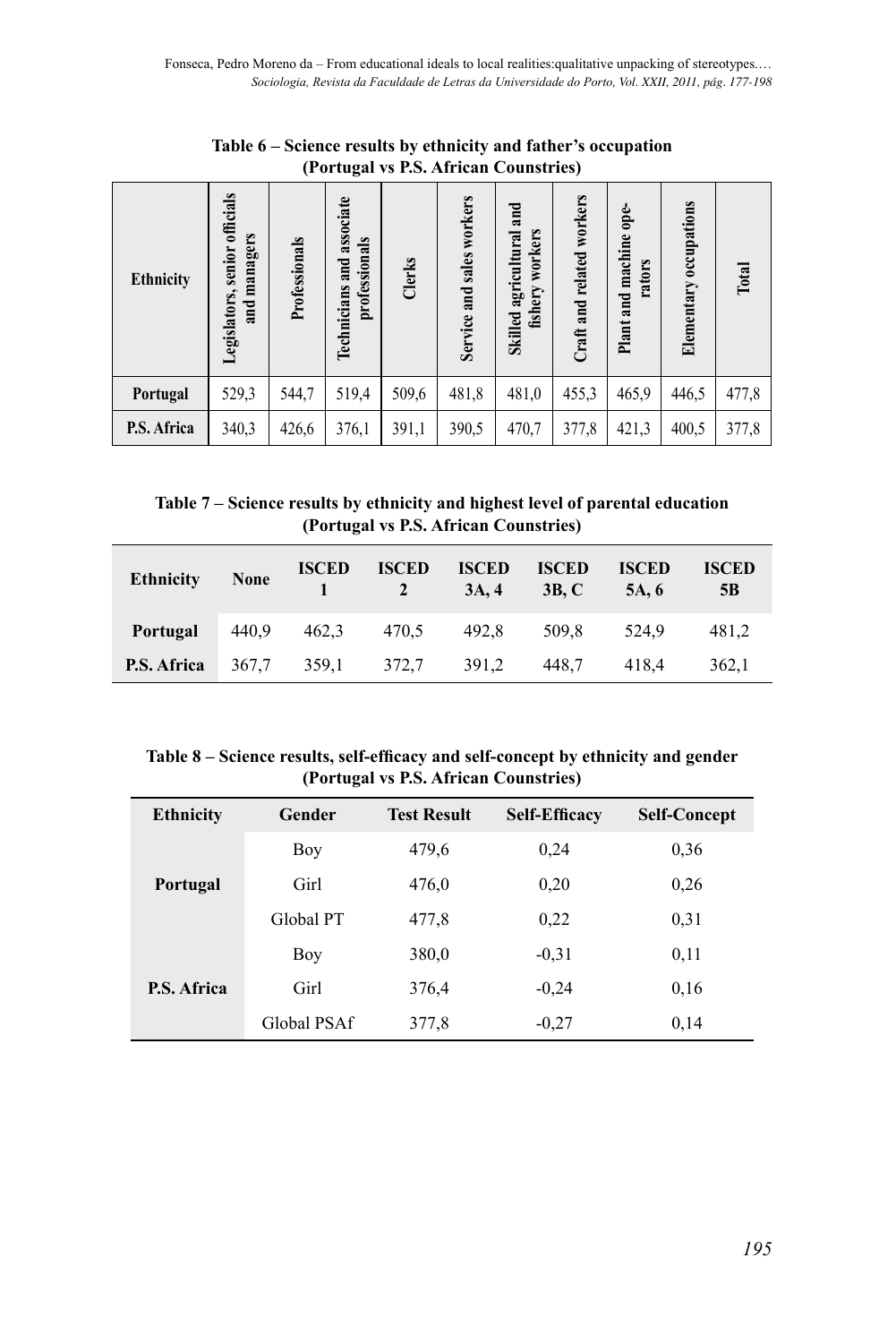**Table 6 – Science results by ethnicity and father's occupation (Portugal vs P.S. African Counstries)**

| Ethnicity | Legislators, senior officials and managers | Professionals | Technicians and associate professionals | Clerks | Service and sales workers | Skilled agricultural and fishery workers | Craft and related workers | Plant and machine operators | Elementary occupations | Total |
|---|---|---|---|---|---|---|---|---|---|---|
| **Portugal** | 529,3 | 544,7 | 519,4 | 509,6 | 481,8 | 481,0 | 455,3 | 465,9 | 446,5 | 477,8 |
| **P.S. Africa** | 340,3 | 426,6 | 376,1 | 391,1 | 390,5 | 470,7 | 377,8 | 421,3 | 400,5 | 377,8 |

**Table 7 – Science results by ethnicity and highest level of parental education (Portugal vs P.S. African Counstries)**

| Ethnicity | None | ISCED 1 | ISCED 2 | ISCED 3A, 4 | ISCED 3B, C | ISCED 5A, 6 | ISCED 5B |
|---|---|---|---|---|---|---|---|
| **Portugal** | 440,9 | 462,3 | 470,5 | 492,8 | 509,8 | 524,9 | 481,2 |
| **P.S. Africa** | 367,7 | 359,1 | 372,7 | 391,2 | 448,7 | 418,4 | 362,1 |

**Table 8 – Science results, self-efficacy and self-concept by ethnicity and gender (Portugal vs P.S. African Counstries)**

| Ethnicity | Gender | Test Result | Self-Efficacy | Self-Concept |
|---|---|---|---|---|
| **Portugal** | Boy | 479,6 | 0,24 | 0,36 |
| | Girl | 476,0 | 0,20 | 0,26 |
| | Global PT | 477,8 | 0,22 | 0,31 |
| **P.S. Africa** | Boy | 380,0 | -0,31 | 0,11 |
| | Girl | 376,4 | -0,24 | 0,16 |
| | Global PSAf | 377,8 | -0,27 | 0,14 |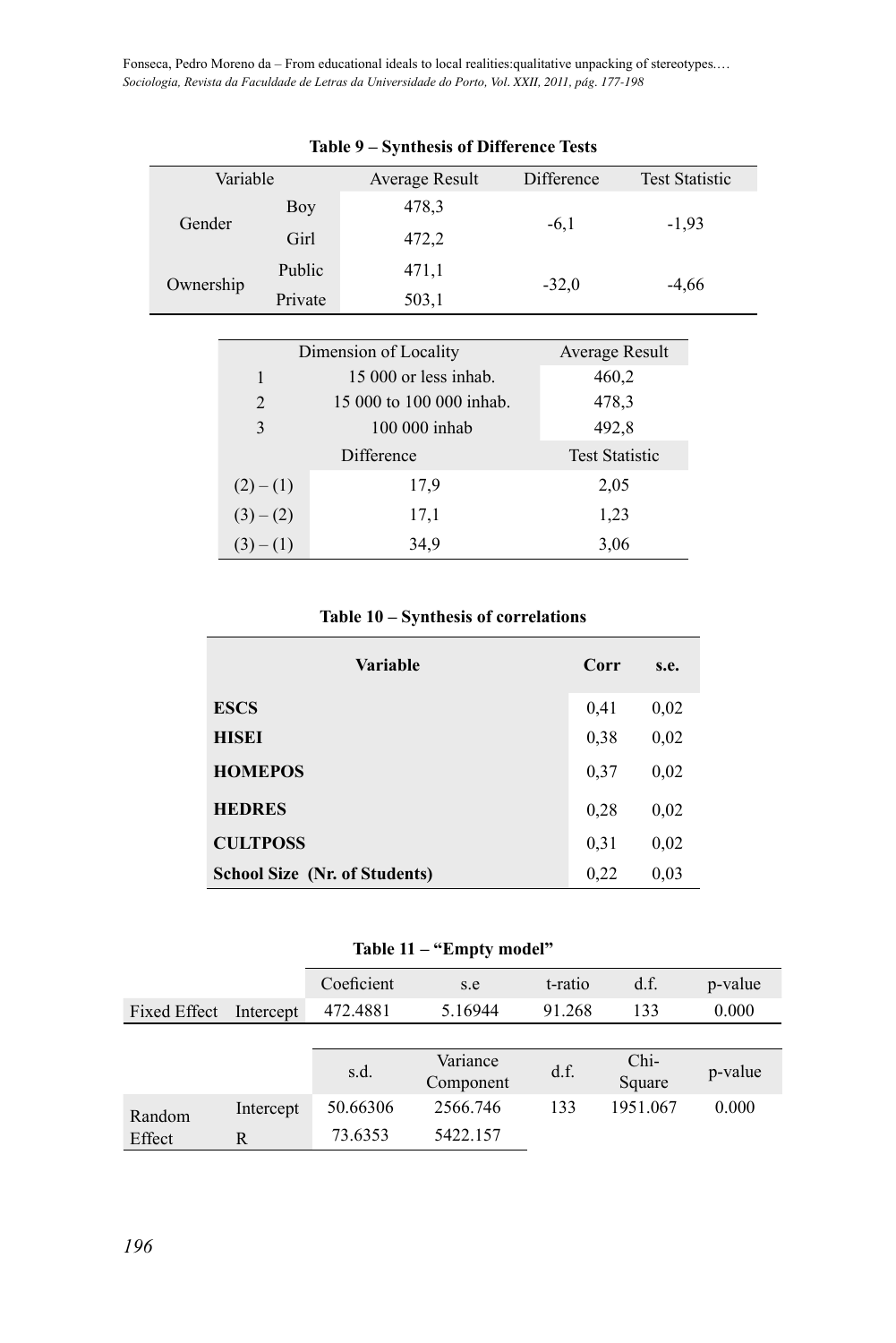**Table 9 – Synthesis of Difference Tests**

| Variable | | Average Result | Difference | Test Statistic |
|---|---|---|---|---|
| Gender | Boy | 478,3 | -6,1 | -1,93 |
| | Girl | 472,2 | | |
| Ownership | Public | 471,1 | -32,0 | -4,66 |
| | Private | 503,1 | | |

| Dimension of Locality | | Average Result |
|---|---|---|
| 1 | 15 000 or less inhab. | 460,2 |
| 2 | 15 000 to 100 000 inhab. | 478,3 |
| 3 | 100 000 inhab | 492,8 |
| | Difference | Test Statistic |
| (2) – (1) | 17,9 | 2,05 |
| (3) – (2) | 17,1 | 1,23 |
| (3) – (1) | 34,9 | 3,06 |

**Table 10 – Synthesis of correlations**

| Variable | Corr | s.e. |
|---|---|---|
| **ESCS** | 0,41 | 0,02 |
| **HISEI** | 0,38 | 0,02 |
| **HOMEPOS** | 0,37 | 0,02 |
| **HEDRES** | 0,28 | 0,02 |
| **CULTPOSS** | 0,31 | 0,02 |
| **School Size (Nr. of Students)** | 0,22 | 0,03 |

**Table 11 – "Empty model"**

| | | Coeficient | s.e | t-ratio | d.f. | p-value |
|---|---|---|---|---|---|---|
| Fixed Effect | Intercept | 472.4881 | 5.16944 | 91.268 | 133 | 0.000 |

| | | s.d. | Variance Component | d.f. | Chi-Square | p-value |
|---|---|---|---|---|---|---|
| Random Effect | Intercept | 50.66306 | 2566.746 | 133 | 1951.067 | 0.000 |
| | R | 73.6353 | 5422.157 | | | |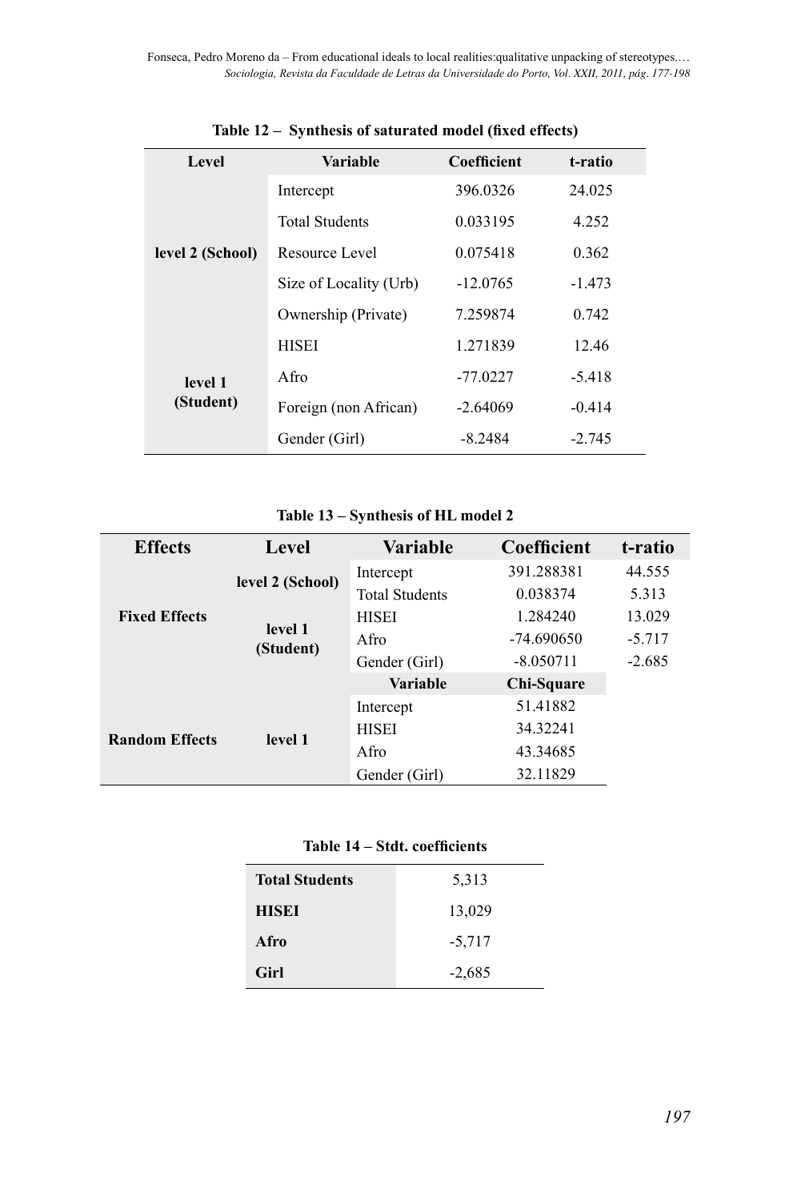**Table 12 – Synthesis of saturated model (fixed effects)**

| Level | Variable | Coefficient | t-ratio |
|---|---|---|---|
| level 2 (School) | Intercept | 396.0326 | 24.025 |
| | Total Students | 0.033195 | 4.252 |
| | Resource Level | 0.075418 | 0.362 |
| | Size of Locality (Urb) | -12.0765 | -1.473 |
| | Ownership (Private) | 7.259874 | 0.742 |
| level 1 (Student) | HISEI | 1.271839 | 12.46 |
| | Afro | -77.0227 | -5.418 |
| | Foreign (non African) | -2.64069 | -0.414 |
| | Gender (Girl) | -8.2484 | -2.745 |

**Table 13 – Synthesis of HL model 2**

| Effects | Level | Variable | Coefficient | t-ratio |
|---|---|---|---|---|
| Fixed Effects | level 2 (School) | Intercept | 391.288381 | 44.555 |
| | | Total Students | 0.038374 | 5.313 |
| | level 1 (Student) | HISEI | 1.284240 | 13.029 |
| | | Afro | -74.690650 | -5.717 |
| | | Gender (Girl) | -8.050711 | -2.685 |
| | | **Variable** | **Chi-Square** | |
| Random Effects | level 1 | Intercept | 51.41882 | |
| | | HISEI | 34.32241 | |
| | | Afro | 43.34685 | |
| | | Gender (Girl) | 32.11829 | |

**Table 14 – Stdt. coefficients**

| | |
|---|---|
| **Total Students** | 5,313 |
| **HISEI** | 13,029 |
| **Afro** | -5,717 |
| **Girl** | -2,685 |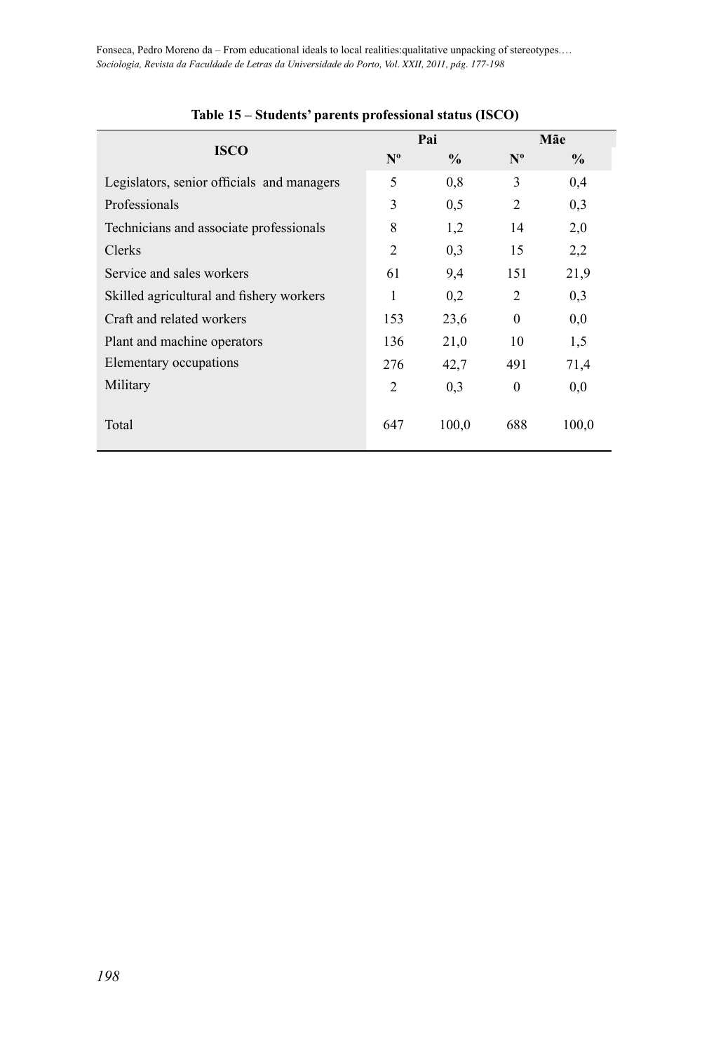**Table 15 – Students' parents professional status (ISCO)**

| ISCO | Pai | | Mãe | |
|---|---|---|---|---|
| | Nº | % | Nº | % |
| Legislators, senior officials and managers | 5 | 0,8 | 3 | 0,4 |
| Professionals | 3 | 0,5 | 2 | 0,3 |
| Technicians and associate professionals | 8 | 1,2 | 14 | 2,0 |
| Clerks | 2 | 0,3 | 15 | 2,2 |
| Service and sales workers | 61 | 9,4 | 151 | 21,9 |
| Skilled agricultural and fishery workers | 1 | 0,2 | 2 | 0,3 |
| Craft and related workers | 153 | 23,6 | 0 | 0,0 |
| Plant and machine operators | 136 | 21,0 | 10 | 1,5 |
| Elementary occupations | 276 | 42,7 | 491 | 71,4 |
| Military | 2 | 0,3 | 0 | 0,0 |
| Total | 647 | 100,0 | 688 | 100,0 |